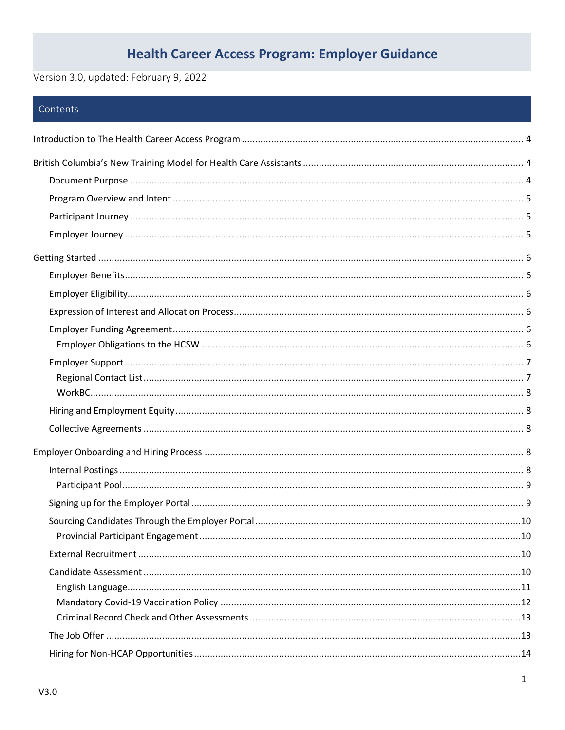# Health Career Access Program: Employer Guidance

Version 3.0, updated: February 9, 2022

## Contents

Introduction to The Health Career Access Program ........ 4

British Columbia's New Training Model for Health Care Assistants ........ 4

- Document Purpose ........ 4
- Program Overview and Intent ........ 5
- Participant Journey ........ 5
- Employer Journey ........ 5

Getting Started ........ 6

- Employer Benefits ........ 6
- Employer Eligibility ........ 6
- Expression of Interest and Allocation Process ........ 6
- Employer Funding Agreement ........ 6
  - Employer Obligations to the HCSW ........ 6
- Employer Support ........ 7
  - Regional Contact List ........ 7
  - WorkBC ........ 8
- Hiring and Employment Equity ........ 8
- Collective Agreements ........ 8

Employer Onboarding and Hiring Process ........ 8

- Internal Postings ........ 8
  - Participant Pool ........ 9
- Signing up for the Employer Portal ........ 9
- Sourcing Candidates Through the Employer Portal ........ 10
  - Provincial Participant Engagement ........ 10
- External Recruitment ........ 10
- Candidate Assessment ........ 10
  - English Language ........ 11
  - Mandatory Covid-19 Vaccination Policy ........ 12
  - Criminal Record Check and Other Assessments ........ 13
- The Job Offer ........ 13
- Hiring for Non-HCAP Opportunities ........ 14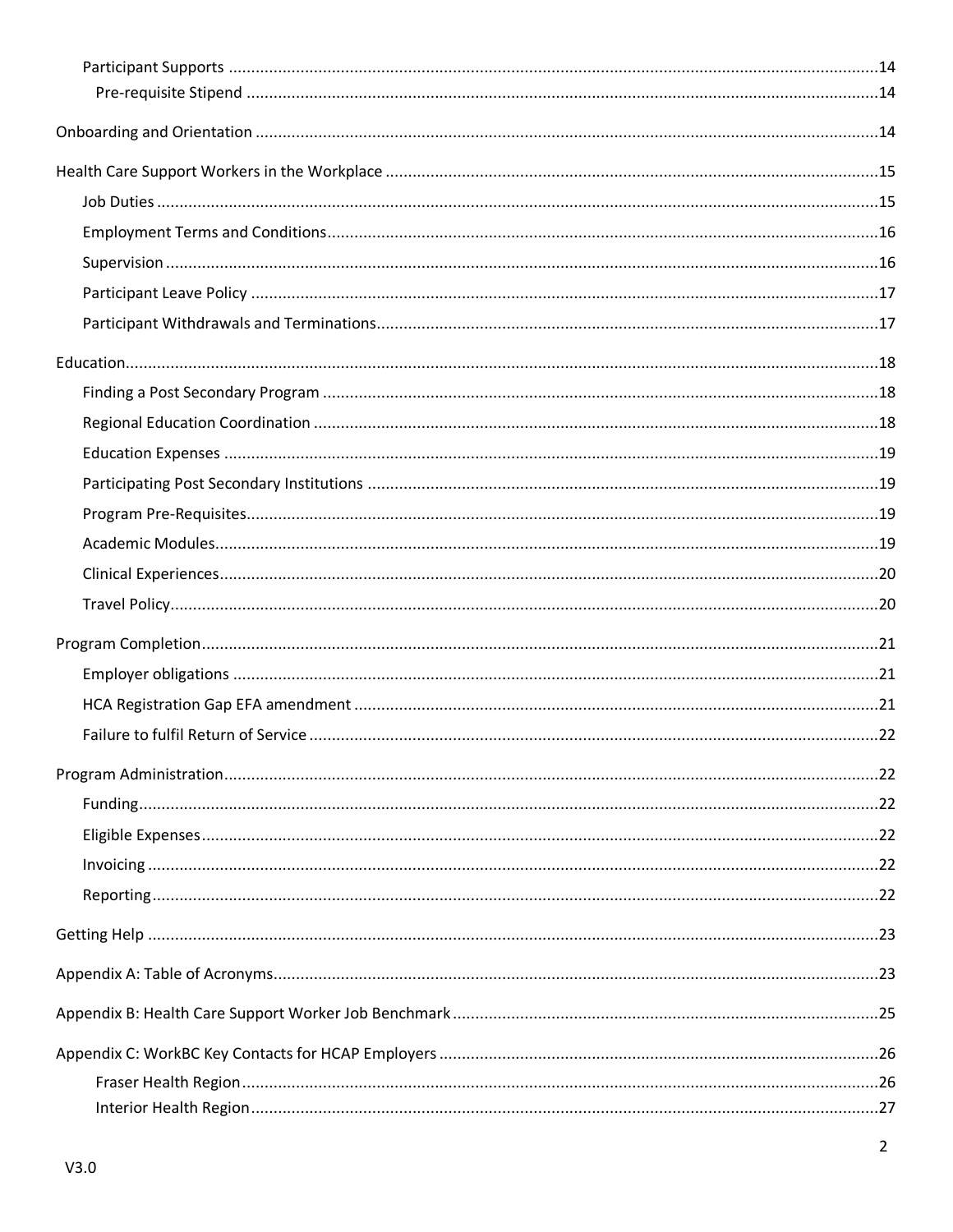- Participant Supports .....14
  - Pre-requisite Stipend .....14

Onboarding and Orientation .....14

Health Care Support Workers in the Workplace .....15

- Job Duties .....15
- Employment Terms and Conditions .....16
- Supervision .....16
- Participant Leave Policy .....17
- Participant Withdrawals and Terminations .....17

Education .....18

- Finding a Post Secondary Program .....18
- Regional Education Coordination .....18
- Education Expenses .....19
- Participating Post Secondary Institutions .....19
- Program Pre-Requisites .....19
- Academic Modules .....19
- Clinical Experiences .....20
- Travel Policy .....20

Program Completion .....21

- Employer obligations .....21
- HCA Registration Gap EFA amendment .....21
- Failure to fulfil Return of Service .....22

Program Administration .....22

- Funding .....22
- Eligible Expenses .....22
- Invoicing .....22
- Reporting .....22

Getting Help .....23

Appendix A: Table of Acronyms .....23

Appendix B: Health Care Support Worker Job Benchmark .....25

Appendix C: WorkBC Key Contacts for HCAP Employers .....26

- Fraser Health Region .....26
- Interior Health Region .....27

V3.0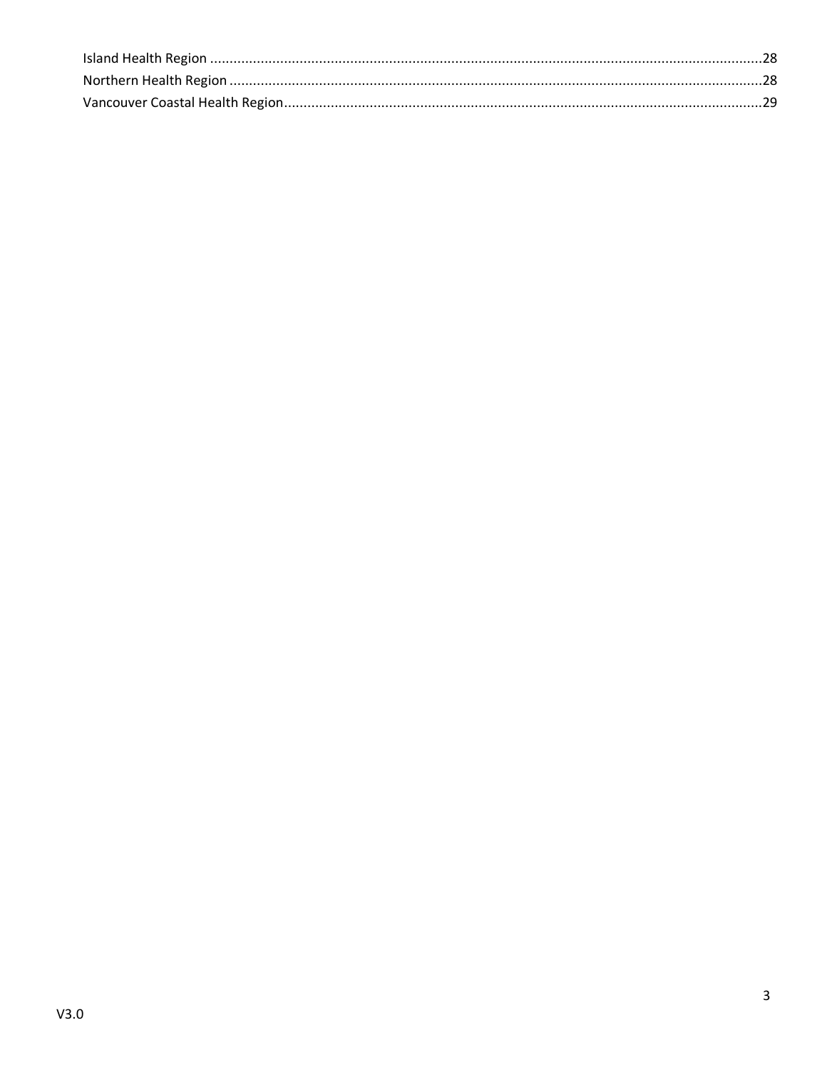Island Health Region ....................................................................................................................................28
Northern Health Region ................................................................................................................................28
Vancouver Coastal Health Region..................................................................................................................29

V3.0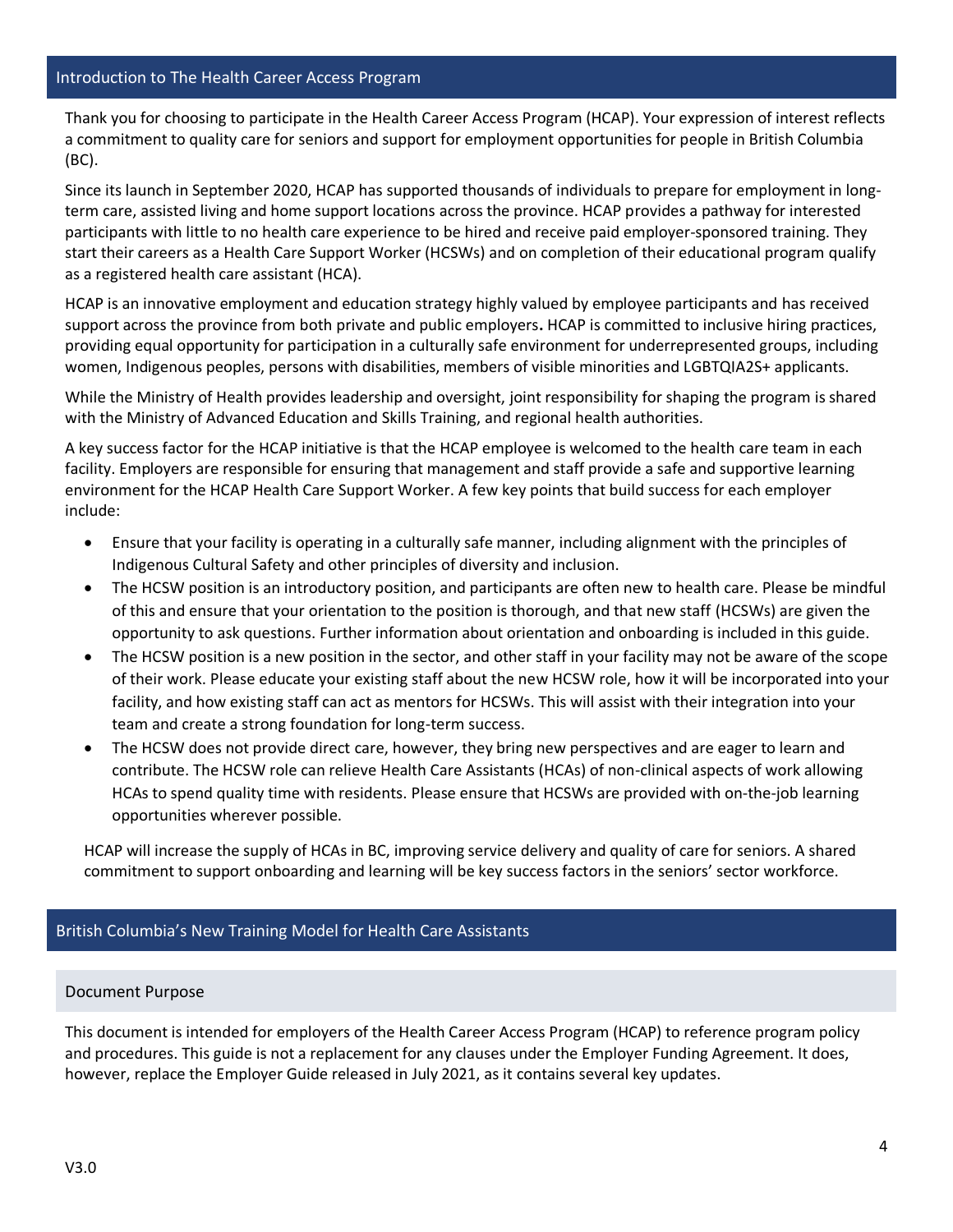## Introduction to The Health Career Access Program

Thank you for choosing to participate in the Health Career Access Program (HCAP). Your expression of interest reflects a commitment to quality care for seniors and support for employment opportunities for people in British Columbia (BC).

Since its launch in September 2020, HCAP has supported thousands of individuals to prepare for employment in long-term care, assisted living and home support locations across the province. HCAP provides a pathway for interested participants with little to no health care experience to be hired and receive paid employer-sponsored training. They start their careers as a Health Care Support Worker (HCSWs) and on completion of their educational program qualify as a registered health care assistant (HCA).

HCAP is an innovative employment and education strategy highly valued by employee participants and has received support across the province from both private and public employers**.** HCAP is committed to inclusive hiring practices, providing equal opportunity for participation in a culturally safe environment for underrepresented groups, including women, Indigenous peoples, persons with disabilities, members of visible minorities and LGBTQIA2S+ applicants.

While the Ministry of Health provides leadership and oversight, joint responsibility for shaping the program is shared with the Ministry of Advanced Education and Skills Training, and regional health authorities.

A key success factor for the HCAP initiative is that the HCAP employee is welcomed to the health care team in each facility. Employers are responsible for ensuring that management and staff provide a safe and supportive learning environment for the HCAP Health Care Support Worker. A few key points that build success for each employer include:

- Ensure that your facility is operating in a culturally safe manner, including alignment with the principles of Indigenous Cultural Safety and other principles of diversity and inclusion.
- The HCSW position is an introductory position, and participants are often new to health care. Please be mindful of this and ensure that your orientation to the position is thorough, and that new staff (HCSWs) are given the opportunity to ask questions. Further information about orientation and onboarding is included in this guide.
- The HCSW position is a new position in the sector, and other staff in your facility may not be aware of the scope of their work. Please educate your existing staff about the new HCSW role, how it will be incorporated into your facility, and how existing staff can act as mentors for HCSWs. This will assist with their integration into your team and create a strong foundation for long-term success.
- The HCSW does not provide direct care, however, they bring new perspectives and are eager to learn and contribute. The HCSW role can relieve Health Care Assistants (HCAs) of non-clinical aspects of work allowing HCAs to spend quality time with residents. Please ensure that HCSWs are provided with on-the-job learning opportunities wherever possible.

HCAP will increase the supply of HCAs in BC, improving service delivery and quality of care for seniors. A shared commitment to support onboarding and learning will be key success factors in the seniors' sector workforce.

## British Columbia's New Training Model for Health Care Assistants

### Document Purpose

This document is intended for employers of the Health Career Access Program (HCAP) to reference program policy and procedures. This guide is not a replacement for any clauses under the Employer Funding Agreement. It does, however, replace the Employer Guide released in July 2021, as it contains several key updates.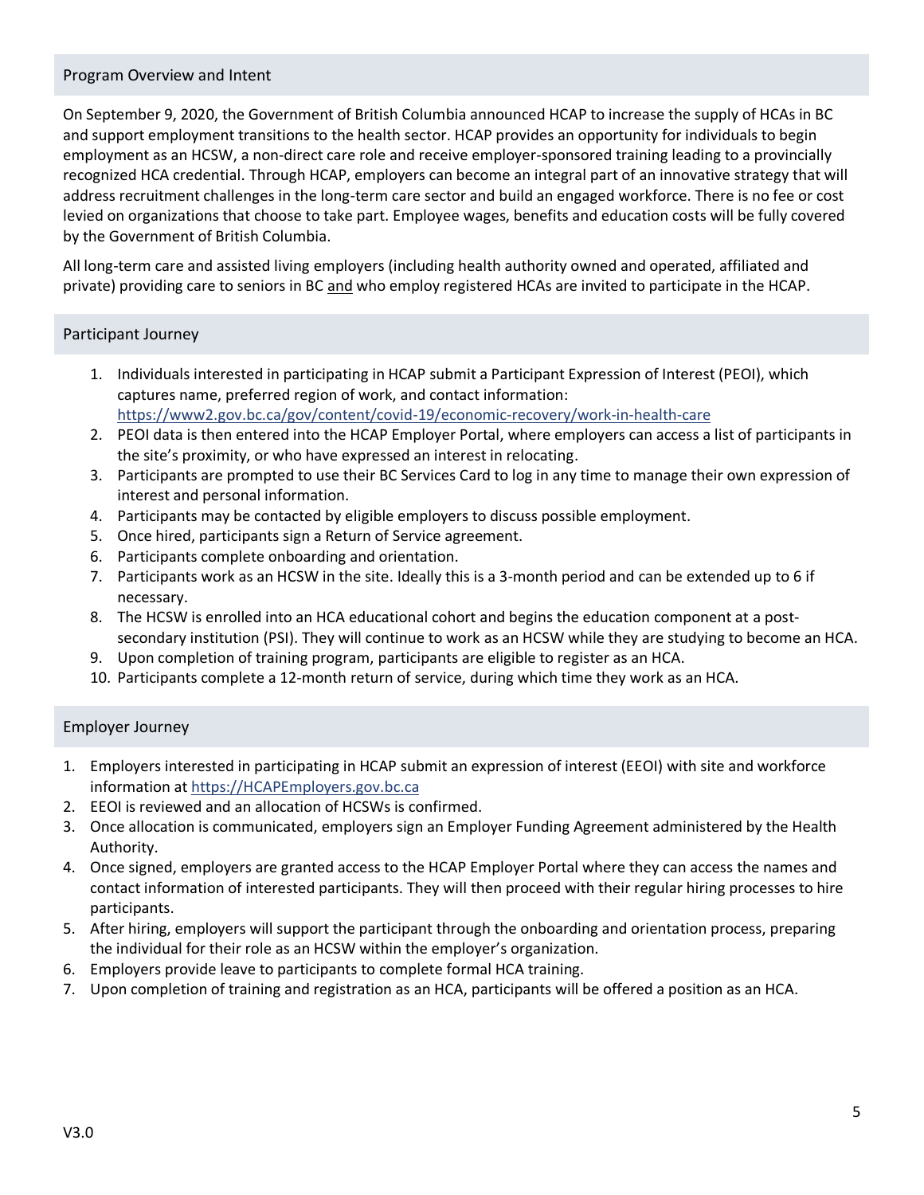## Program Overview and Intent

On September 9, 2020, the Government of British Columbia announced HCAP to increase the supply of HCAs in BC and support employment transitions to the health sector. HCAP provides an opportunity for individuals to begin employment as an HCSW, a non-direct care role and receive employer-sponsored training leading to a provincially recognized HCA credential. Through HCAP, employers can become an integral part of an innovative strategy that will address recruitment challenges in the long-term care sector and build an engaged workforce. There is no fee or cost levied on organizations that choose to take part. Employee wages, benefits and education costs will be fully covered by the Government of British Columbia.

All long-term care and assisted living employers (including health authority owned and operated, affiliated and private) providing care to seniors in BC and who employ registered HCAs are invited to participate in the HCAP.

## Participant Journey

1. Individuals interested in participating in HCAP submit a Participant Expression of Interest (PEOI), which captures name, preferred region of work, and contact information: https://www2.gov.bc.ca/gov/content/covid-19/economic-recovery/work-in-health-care
2. PEOI data is then entered into the HCAP Employer Portal, where employers can access a list of participants in the site's proximity, or who have expressed an interest in relocating.
3. Participants are prompted to use their BC Services Card to log in any time to manage their own expression of interest and personal information.
4. Participants may be contacted by eligible employers to discuss possible employment.
5. Once hired, participants sign a Return of Service agreement.
6. Participants complete onboarding and orientation.
7. Participants work as an HCSW in the site. Ideally this is a 3-month period and can be extended up to 6 if necessary.
8. The HCSW is enrolled into an HCA educational cohort and begins the education component at a post-secondary institution (PSI). They will continue to work as an HCSW while they are studying to become an HCA.
9. Upon completion of training program, participants are eligible to register as an HCA.
10. Participants complete a 12-month return of service, during which time they work as an HCA.

## Employer Journey

1. Employers interested in participating in HCAP submit an expression of interest (EEOI) with site and workforce information at https://HCAPEmployers.gov.bc.ca
2. EEOI is reviewed and an allocation of HCSWs is confirmed.
3. Once allocation is communicated, employers sign an Employer Funding Agreement administered by the Health Authority.
4. Once signed, employers are granted access to the HCAP Employer Portal where they can access the names and contact information of interested participants. They will then proceed with their regular hiring processes to hire participants.
5. After hiring, employers will support the participant through the onboarding and orientation process, preparing the individual for their role as an HCSW within the employer's organization.
6. Employers provide leave to participants to complete formal HCA training.
7. Upon completion of training and registration as an HCA, participants will be offered a position as an HCA.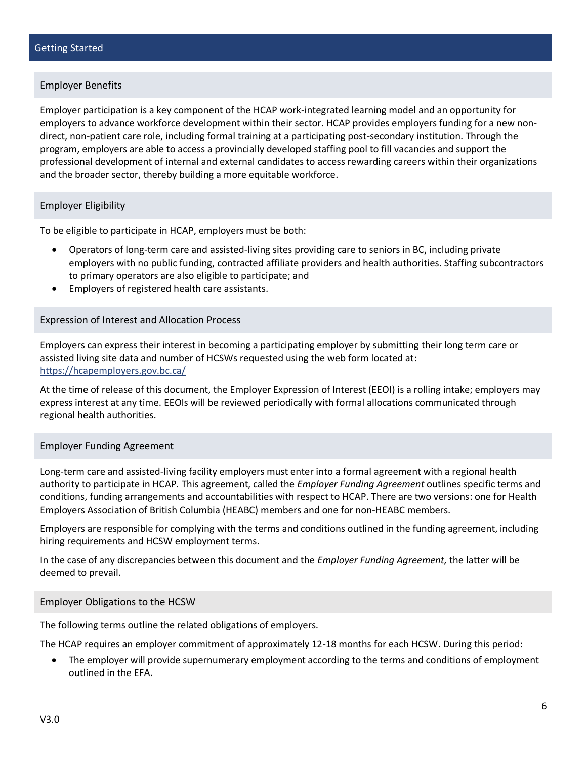# Getting Started

## Employer Benefits

Employer participation is a key component of the HCAP work-integrated learning model and an opportunity for employers to advance workforce development within their sector. HCAP provides employers funding for a new non-direct, non-patient care role, including formal training at a participating post-secondary institution. Through the program, employers are able to access a provincially developed staffing pool to fill vacancies and support the professional development of internal and external candidates to access rewarding careers within their organizations and the broader sector, thereby building a more equitable workforce.

## Employer Eligibility

To be eligible to participate in HCAP, employers must be both:

- Operators of long-term care and assisted-living sites providing care to seniors in BC, including private employers with no public funding, contracted affiliate providers and health authorities. Staffing subcontractors to primary operators are also eligible to participate; and
- Employers of registered health care assistants.

## Expression of Interest and Allocation Process

Employers can express their interest in becoming a participating employer by submitting their long term care or assisted living site data and number of HCSWs requested using the web form located at: [https://hcapemployers.gov.bc.ca/](https://hcapemployers.gov.bc.ca/)

At the time of release of this document, the Employer Expression of Interest (EEOI) is a rolling intake; employers may express interest at any time. EEOIs will be reviewed periodically with formal allocations communicated through regional health authorities.

## Employer Funding Agreement

Long-term care and assisted-living facility employers must enter into a formal agreement with a regional health authority to participate in HCAP. This agreement, called the *Employer Funding Agreement* outlines specific terms and conditions, funding arrangements and accountabilities with respect to HCAP. There are two versions: one for Health Employers Association of British Columbia (HEABC) members and one for non-HEABC members.

Employers are responsible for complying with the terms and conditions outlined in the funding agreement, including hiring requirements and HCSW employment terms.

In the case of any discrepancies between this document and the *Employer Funding Agreement,* the latter will be deemed to prevail.

## Employer Obligations to the HCSW

The following terms outline the related obligations of employers.

The HCAP requires an employer commitment of approximately 12-18 months for each HCSW. During this period:

- The employer will provide supernumerary employment according to the terms and conditions of employment outlined in the EFA.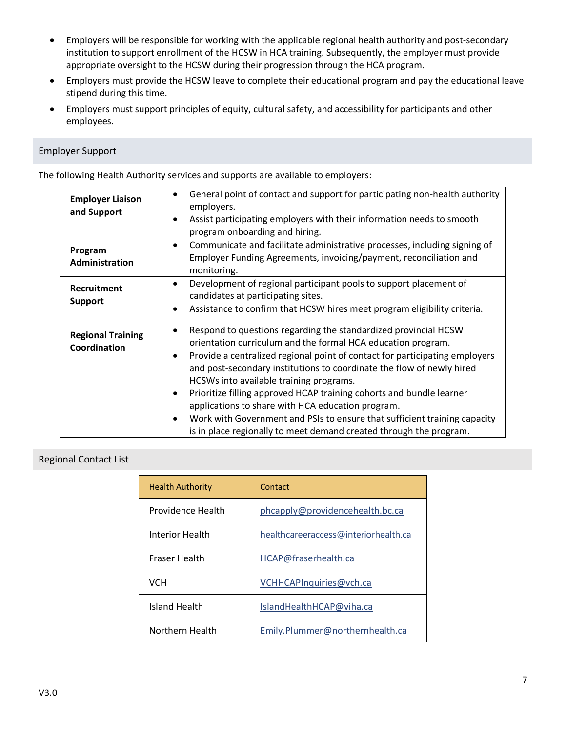- Employers will be responsible for working with the applicable regional health authority and post-secondary institution to support enrollment of the HCSW in HCA training. Subsequently, the employer must provide appropriate oversight to the HCSW during their progression through the HCA program.
- Employers must provide the HCSW leave to complete their educational program and pay the educational leave stipend during this time.
- Employers must support principles of equity, cultural safety, and accessibility for participants and other employees.

## Employer Support

The following Health Authority services and supports are available to employers:

| | |
|---|---|
| **Employer Liaison and Support** | • General point of contact and support for participating non-health authority employers.<br>• Assist participating employers with their information needs to smooth program onboarding and hiring. |
| **Program Administration** | • Communicate and facilitate administrative processes, including signing of Employer Funding Agreements, invoicing/payment, reconciliation and monitoring. |
| **Recruitment Support** | • Development of regional participant pools to support placement of candidates at participating sites.<br>• Assistance to confirm that HCSW hires meet program eligibility criteria. |
| **Regional Training Coordination** | • Respond to questions regarding the standardized provincial HCSW orientation curriculum and the formal HCA education program.<br>• Provide a centralized regional point of contact for participating employers and post-secondary institutions to coordinate the flow of newly hired HCSWs into available training programs.<br>• Prioritize filling approved HCAP training cohorts and bundle learner applications to share with HCA education program.<br>• Work with Government and PSIs to ensure that sufficient training capacity is in place regionally to meet demand created through the program. |

## Regional Contact List

| Health Authority | Contact |
|---|---|
| Providence Health | phcapply@providencehealth.bc.ca |
| Interior Health | healthcareeraccess@interiorhealth.ca |
| Fraser Health | HCAP@fraserhealth.ca |
| VCH | VCHHCAPInquiries@vch.ca |
| Island Health | IslandHealthHCAP@viha.ca |
| Northern Health | Emily.Plummer@northernhealth.ca |

V3.0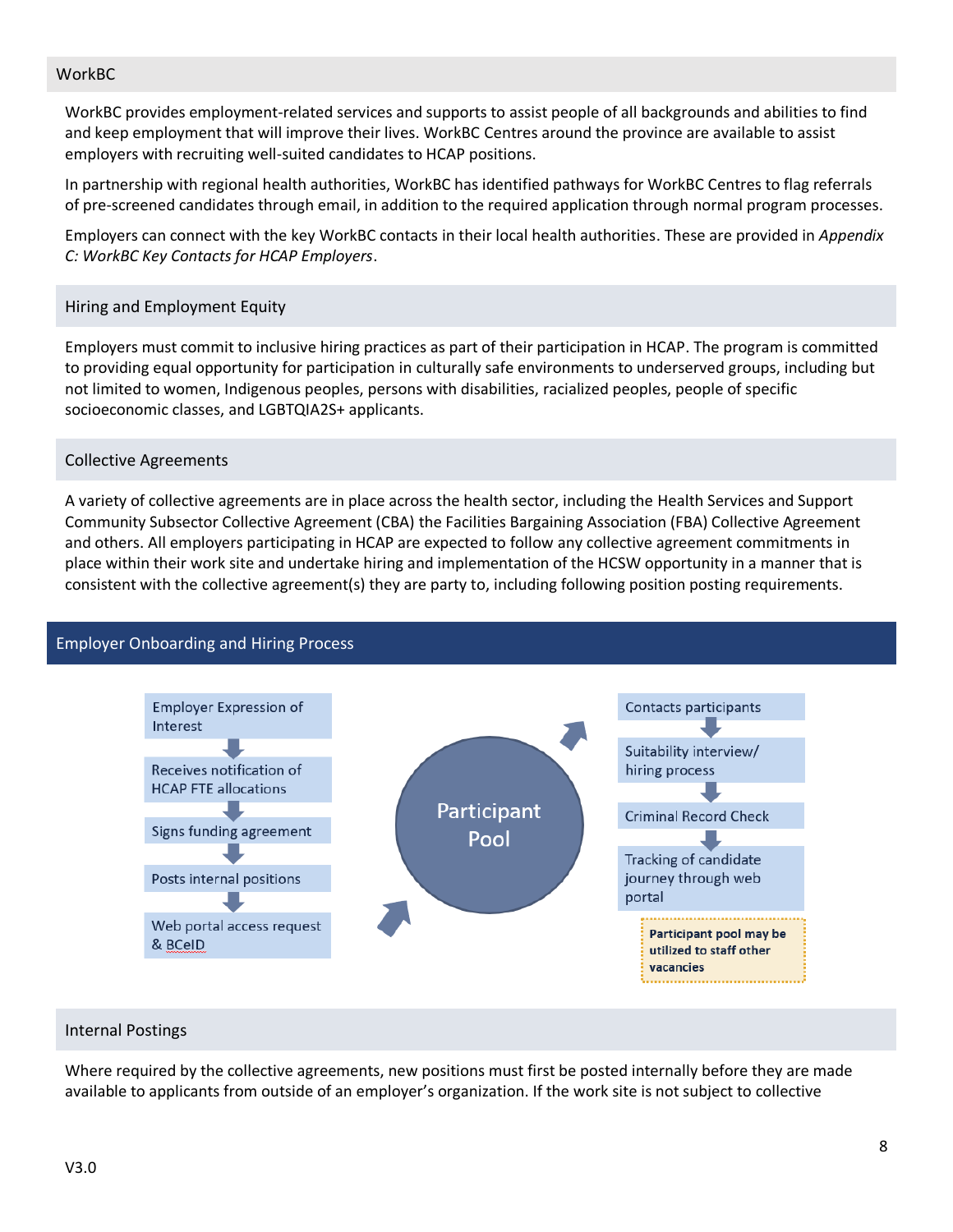## WorkBC

WorkBC provides employment-related services and supports to assist people of all backgrounds and abilities to find and keep employment that will improve their lives. WorkBC Centres around the province are available to assist employers with recruiting well-suited candidates to HCAP positions.

In partnership with regional health authorities, WorkBC has identified pathways for WorkBC Centres to flag referrals of pre-screened candidates through email, in addition to the required application through normal program processes.

Employers can connect with the key WorkBC contacts in their local health authorities. These are provided in *Appendix C: WorkBC Key Contacts for HCAP Employers*.

### Hiring and Employment Equity

Employers must commit to inclusive hiring practices as part of their participation in HCAP. The program is committed to providing equal opportunity for participation in culturally safe environments to underserved groups, including but not limited to women, Indigenous peoples, persons with disabilities, racialized peoples, people of specific socioeconomic classes, and LGBTQIA2S+ applicants.

### Collective Agreements

A variety of collective agreements are in place across the health sector, including the Health Services and Support Community Subsector Collective Agreement (CBA) the Facilities Bargaining Association (FBA) Collective Agreement and others. All employers participating in HCAP are expected to follow any collective agreement commitments in place within their work site and undertake hiring and implementation of the HCSW opportunity in a manner that is consistent with the collective agreement(s) they are party to, including following position posting requirements.

## Employer Onboarding and Hiring Process

Employer Expression of Interest
↓
Receives notification of HCAP FTE allocations
↓
Signs funding agreement
↓
Posts internal positions
↓
Web portal access request & BCeID

→ **Participant Pool** →

Contacts participants
↓
Suitability interview/ hiring process
↓
Criminal Record Check
↓
Tracking of candidate journey through web portal

**Participant pool may be utilized to staff other vacancies**

### Internal Postings

Where required by the collective agreements, new positions must first be posted internally before they are made available to applicants from outside of an employer's organization. If the work site is not subject to collective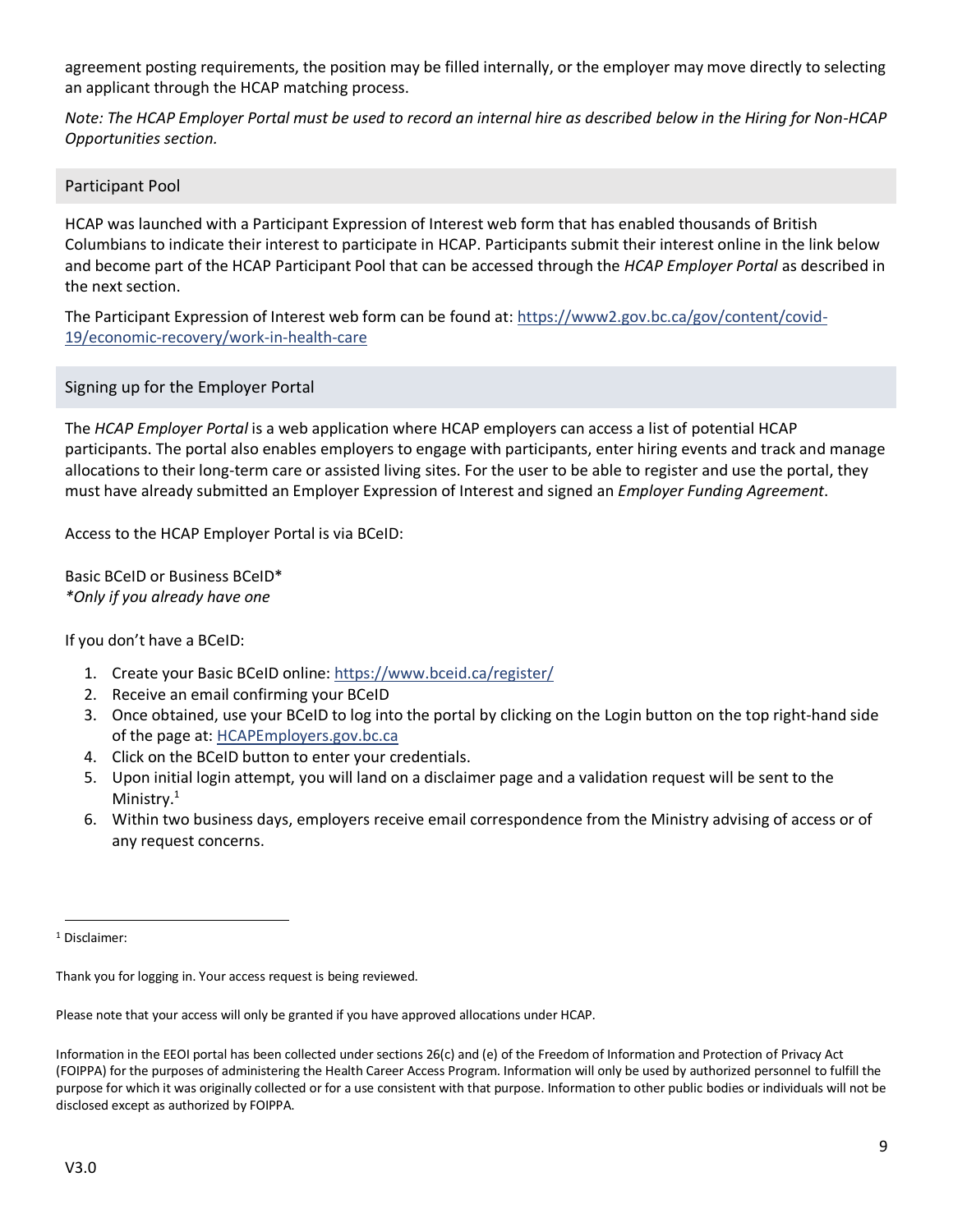agreement posting requirements, the position may be filled internally, or the employer may move directly to selecting an applicant through the HCAP matching process.

*Note: The HCAP Employer Portal must be used to record an internal hire as described below in the Hiring for Non-HCAP Opportunities section.*

## Participant Pool

HCAP was launched with a Participant Expression of Interest web form that has enabled thousands of British Columbians to indicate their interest to participate in HCAP. Participants submit their interest online in the link below and become part of the HCAP Participant Pool that can be accessed through the *HCAP Employer Portal* as described in the next section.

The Participant Expression of Interest web form can be found at: [https://www2.gov.bc.ca/gov/content/covid-19/economic-recovery/work-in-health-care](https://www2.gov.bc.ca/gov/content/covid-19/economic-recovery/work-in-health-care)

## Signing up for the Employer Portal

The *HCAP Employer Portal* is a web application where HCAP employers can access a list of potential HCAP participants. The portal also enables employers to engage with participants, enter hiring events and track and manage allocations to their long-term care or assisted living sites. For the user to be able to register and use the portal, they must have already submitted an Employer Expression of Interest and signed an *Employer Funding Agreement*.

Access to the HCAP Employer Portal is via BCeID:

Basic BCeID or Business BCeID*
*\*Only if you already have one*

If you don't have a BCeID:

1. Create your Basic BCeID online: [https://www.bceid.ca/register/](https://www.bceid.ca/register/)
2. Receive an email confirming your BCeID
3. Once obtained, use your BCeID to log into the portal by clicking on the Login button on the top right-hand side of the page at: [HCAPEmployers.gov.bc.ca](https://HCAPEmployers.gov.bc.ca)
4. Click on the BCeID button to enter your credentials.
5. Upon initial login attempt, you will land on a disclaimer page and a validation request will be sent to the Ministry.[1]
6. Within two business days, employers receive email correspondence from the Ministry advising of access or of any request concerns.

---

[1] Disclaimer:

Thank you for logging in. Your access request is being reviewed.

Please note that your access will only be granted if you have approved allocations under HCAP.

Information in the EEOI portal has been collected under sections 26(c) and (e) of the Freedom of Information and Protection of Privacy Act (FOIPPA) for the purposes of administering the Health Career Access Program. Information will only be used by authorized personnel to fulfill the purpose for which it was originally collected or for a use consistent with that purpose. Information to other public bodies or individuals will not be disclosed except as authorized by FOIPPA.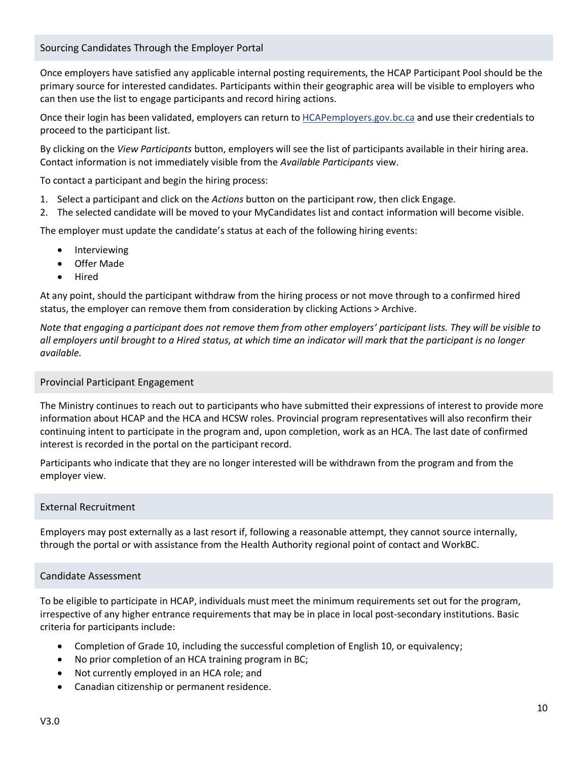## Sourcing Candidates Through the Employer Portal

Once employers have satisfied any applicable internal posting requirements, the HCAP Participant Pool should be the primary source for interested candidates. Participants within their geographic area will be visible to employers who can then use the list to engage participants and record hiring actions.

Once their login has been validated, employers can return to [HCAPemployers.gov.bc.ca](HCAPemployers.gov.bc.ca) and use their credentials to proceed to the participant list.

By clicking on the *View Participants* button, employers will see the list of participants available in their hiring area. Contact information is not immediately visible from the *Available Participants* view.

To contact a participant and begin the hiring process:

1. Select a participant and click on the *Actions* button on the participant row, then click Engage.
2. The selected candidate will be moved to your MyCandidates list and contact information will become visible.

The employer must update the candidate's status at each of the following hiring events:

- Interviewing
- Offer Made
- Hired

At any point, should the participant withdraw from the hiring process or not move through to a confirmed hired status, the employer can remove them from consideration by clicking Actions > Archive.

*Note that engaging a participant does not remove them from other employers' participant lists. They will be visible to all employers until brought to a Hired status, at which time an indicator will mark that the participant is no longer available.*

## Provincial Participant Engagement

The Ministry continues to reach out to participants who have submitted their expressions of interest to provide more information about HCAP and the HCA and HCSW roles. Provincial program representatives will also reconfirm their continuing intent to participate in the program and, upon completion, work as an HCA. The last date of confirmed interest is recorded in the portal on the participant record.

Participants who indicate that they are no longer interested will be withdrawn from the program and from the employer view.

## External Recruitment

Employers may post externally as a last resort if, following a reasonable attempt, they cannot source internally, through the portal or with assistance from the Health Authority regional point of contact and WorkBC.

## Candidate Assessment

To be eligible to participate in HCAP, individuals must meet the minimum requirements set out for the program, irrespective of any higher entrance requirements that may be in place in local post-secondary institutions. Basic criteria for participants include:

- Completion of Grade 10, including the successful completion of English 10, or equivalency;
- No prior completion of an HCA training program in BC;
- Not currently employed in an HCA role; and
- Canadian citizenship or permanent residence.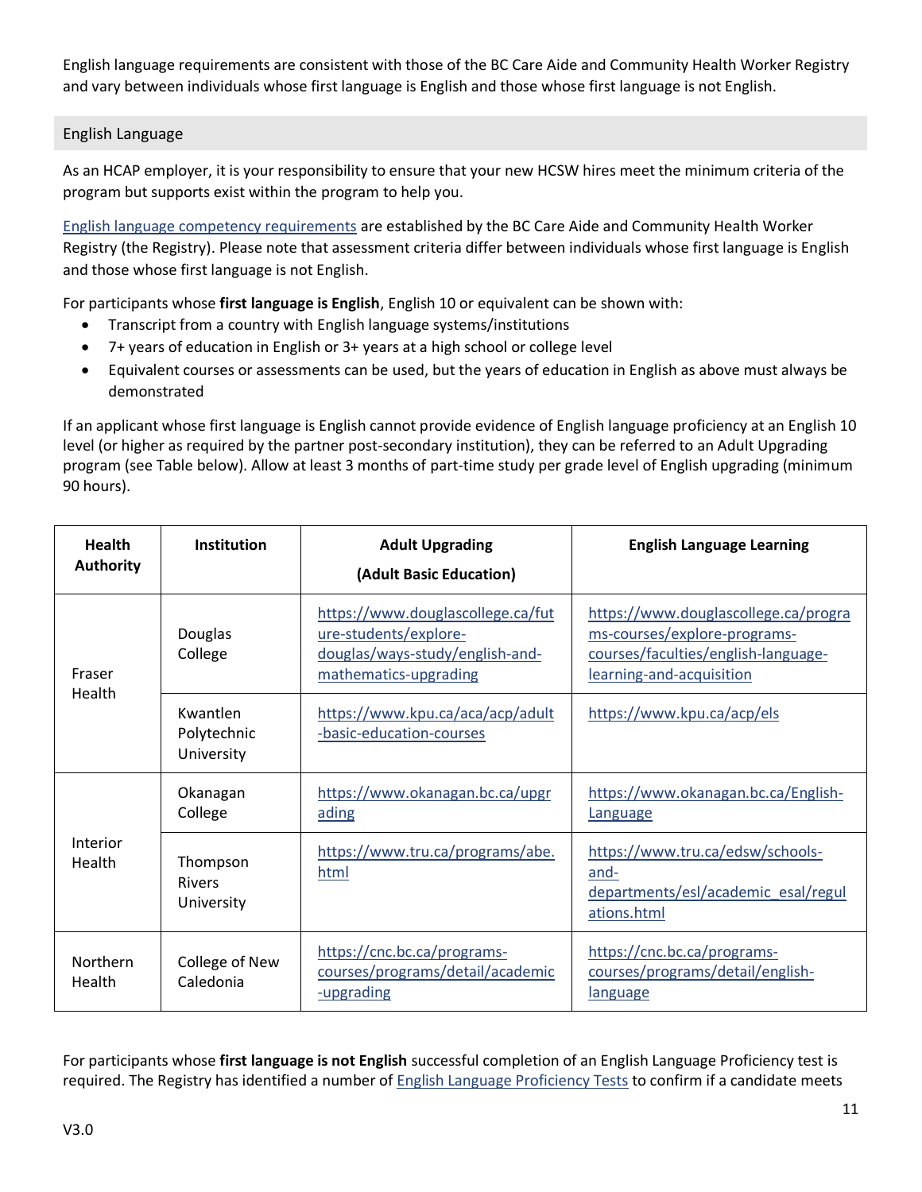English language requirements are consistent with those of the BC Care Aide and Community Health Worker Registry and vary between individuals whose first language is English and those whose first language is not English.

## English Language

As an HCAP employer, it is your responsibility to ensure that your new HCSW hires meet the minimum criteria of the program but supports exist within the program to help you.

English language competency requirements are established by the BC Care Aide and Community Health Worker Registry (the Registry). Please note that assessment criteria differ between individuals whose first language is English and those whose first language is not English.

For participants whose **first language is English**, English 10 or equivalent can be shown with:

- Transcript from a country with English language systems/institutions
- 7+ years of education in English or 3+ years at a high school or college level
- Equivalent courses or assessments can be used, but the years of education in English as above must always be demonstrated

If an applicant whose first language is English cannot provide evidence of English language proficiency at an English 10 level (or higher as required by the partner post-secondary institution), they can be referred to an Adult Upgrading program (see Table below). Allow at least 3 months of part-time study per grade level of English upgrading (minimum 90 hours).

| Health Authority | Institution | Adult Upgrading (Adult Basic Education) | English Language Learning |
|---|---|---|---|
| Fraser Health | Douglas College | https://www.douglascollege.ca/future-students/explore-douglas/ways-study/english-and-mathematics-upgrading | https://www.douglascollege.ca/programs-courses/explore-programs-courses/faculties/english-language-learning-and-acquisition |
| | Kwantlen Polytechnic University | https://www.kpu.ca/aca/acp/adult-basic-education-courses | https://www.kpu.ca/acp/els |
| Interior Health | Okanagan College | https://www.okanagan.bc.ca/upgrading | https://www.okanagan.bc.ca/English-Language |
| | Thompson Rivers University | https://www.tru.ca/programs/abe.html | https://www.tru.ca/edsw/schools-and-departments/esl/academic_esal/regulations.html |
| Northern Health | College of New Caledonia | https://cnc.bc.ca/programs-courses/programs/detail/academic-upgrading | https://cnc.bc.ca/programs-courses/programs/detail/english-language |

For participants whose **first language is not English** successful completion of an English Language Proficiency test is required. The Registry has identified a number of English Language Proficiency Tests to confirm if a candidate meets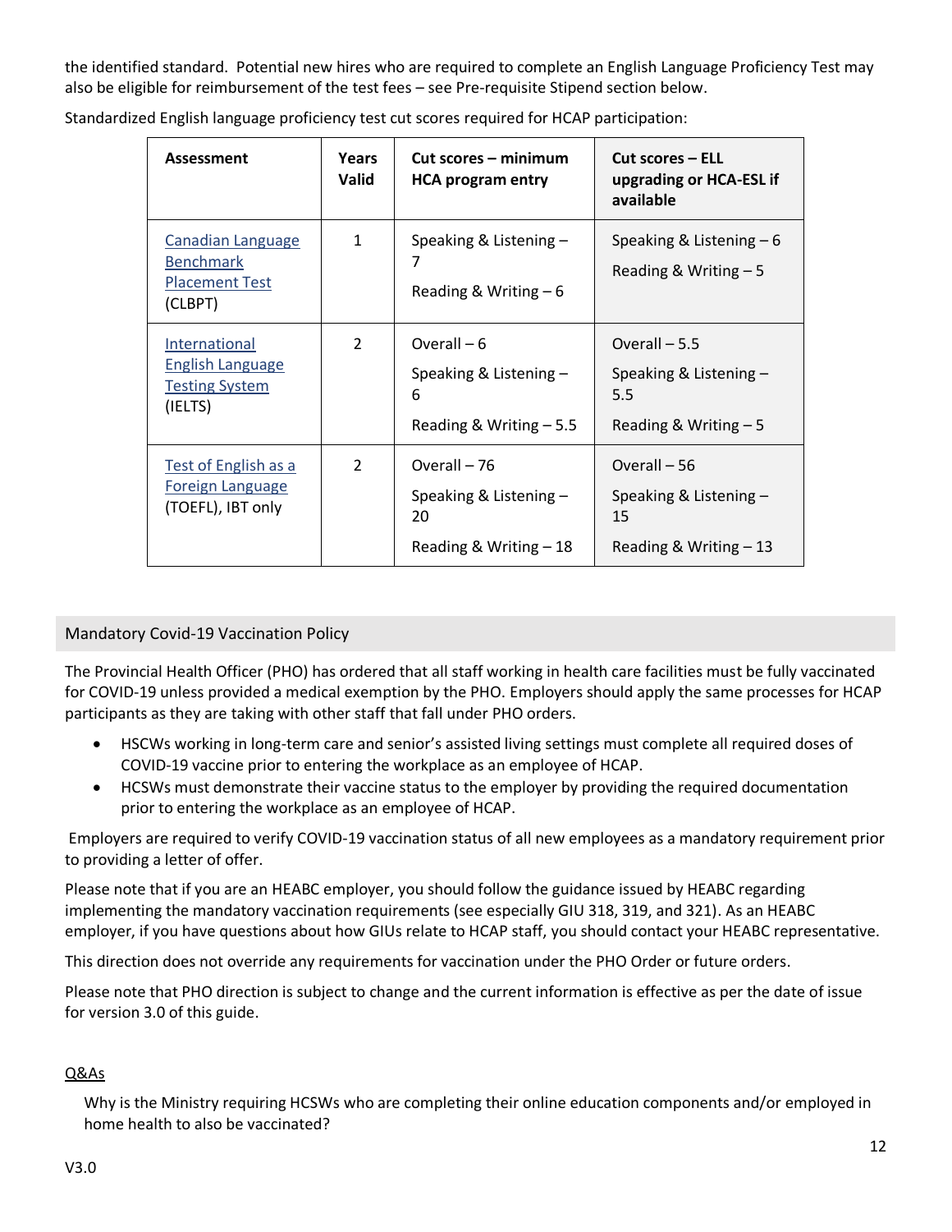the identified standard. Potential new hires who are required to complete an English Language Proficiency Test may also be eligible for reimbursement of the test fees – see Pre-requisite Stipend section below.

Standardized English language proficiency test cut scores required for HCAP participation:

| Assessment | Years Valid | Cut scores – minimum HCA program entry | Cut scores – ELL upgrading or HCA-ESL if available |
|---|---|---|---|
| Canadian Language Benchmark Placement Test (CLBPT) | 1 | Speaking & Listening – 7<br>Reading & Writing – 6 | Speaking & Listening – 6<br>Reading & Writing – 5 |
| International English Language Testing System (IELTS) | 2 | Overall – 6<br>Speaking & Listening – 6<br>Reading & Writing – 5.5 | Overall – 5.5<br>Speaking & Listening – 5.5<br>Reading & Writing – 5 |
| Test of English as a Foreign Language (TOEFL), IBT only | 2 | Overall – 76<br>Speaking & Listening – 20<br>Reading & Writing – 18 | Overall – 56<br>Speaking & Listening – 15<br>Reading & Writing – 13 |

## Mandatory Covid-19 Vaccination Policy

The Provincial Health Officer (PHO) has ordered that all staff working in health care facilities must be fully vaccinated for COVID-19 unless provided a medical exemption by the PHO. Employers should apply the same processes for HCAP participants as they are taking with other staff that fall under PHO orders.

- HSCWs working in long-term care and senior's assisted living settings must complete all required doses of COVID-19 vaccine prior to entering the workplace as an employee of HCAP.
- HCSWs must demonstrate their vaccine status to the employer by providing the required documentation prior to entering the workplace as an employee of HCAP.

Employers are required to verify COVID-19 vaccination status of all new employees as a mandatory requirement prior to providing a letter of offer.

Please note that if you are an HEABC employer, you should follow the guidance issued by HEABC regarding implementing the mandatory vaccination requirements (see especially GIU 318, 319, and 321). As an HEABC employer, if you have questions about how GIUs relate to HCAP staff, you should contact your HEABC representative.

This direction does not override any requirements for vaccination under the PHO Order or future orders.

Please note that PHO direction is subject to change and the current information is effective as per the date of issue for version 3.0 of this guide.

### Q&As

Why is the Ministry requiring HCSWs who are completing their online education components and/or employed in home health to also be vaccinated?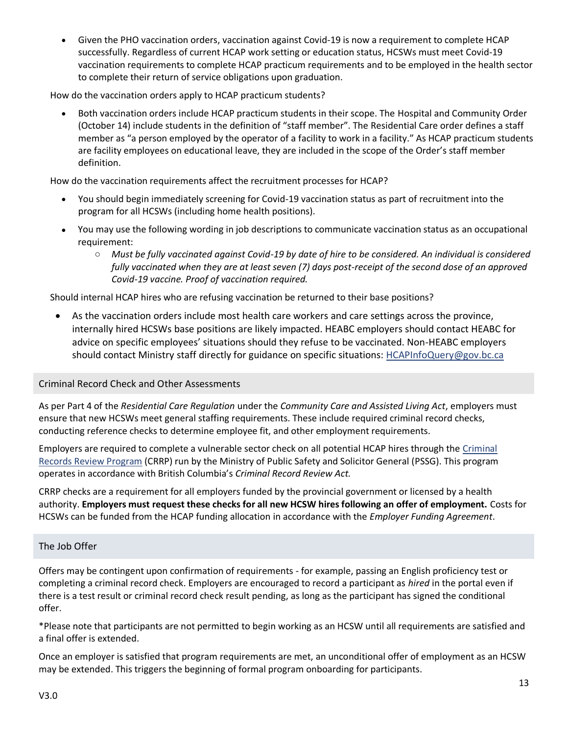- Given the PHO vaccination orders, vaccination against Covid-19 is now a requirement to complete HCAP successfully. Regardless of current HCAP work setting or education status, HCSWs must meet Covid-19 vaccination requirements to complete HCAP practicum requirements and to be employed in the health sector to complete their return of service obligations upon graduation.

How do the vaccination orders apply to HCAP practicum students?

- Both vaccination orders include HCAP practicum students in their scope. The Hospital and Community Order (October 14) include students in the definition of "staff member". The Residential Care order defines a staff member as "a person employed by the operator of a facility to work in a facility." As HCAP practicum students are facility employees on educational leave, they are included in the scope of the Order's staff member definition.

How do the vaccination requirements affect the recruitment processes for HCAP?

- You should begin immediately screening for Covid-19 vaccination status as part of recruitment into the program for all HCSWs (including home health positions).
- You may use the following wording in job descriptions to communicate vaccination status as an occupational requirement:
  - *Must be fully vaccinated against Covid-19 by date of hire to be considered. An individual is considered fully vaccinated when they are at least seven (7) days post-receipt of the second dose of an approved Covid-19 vaccine. Proof of vaccination required.*

Should internal HCAP hires who are refusing vaccination be returned to their base positions?

- As the vaccination orders include most health care workers and care settings across the province, internally hired HCSWs base positions are likely impacted. HEABC employers should contact HEABC for advice on specific employees' situations should they refuse to be vaccinated. Non-HEABC employers should contact Ministry staff directly for guidance on specific situations: HCAPInfoQuery@gov.bc.ca

## Criminal Record Check and Other Assessments

As per Part 4 of the *Residential Care Regulation* under the *Community Care and Assisted Living Act*, employers must ensure that new HCSWs meet general staffing requirements. These include required criminal record checks, conducting reference checks to determine employee fit, and other employment requirements.

Employers are required to complete a vulnerable sector check on all potential HCAP hires through the Criminal Records Review Program (CRRP) run by the Ministry of Public Safety and Solicitor General (PSSG). This program operates in accordance with British Columbia's *Criminal Record Review Act.*

CRRP checks are a requirement for all employers funded by the provincial government or licensed by a health authority. **Employers must request these checks for all new HCSW hires following an offer of employment.** Costs for HCSWs can be funded from the HCAP funding allocation in accordance with the *Employer Funding Agreement*.

## The Job Offer

Offers may be contingent upon confirmation of requirements - for example, passing an English proficiency test or completing a criminal record check. Employers are encouraged to record a participant as *hired* in the portal even if there is a test result or criminal record check result pending, as long as the participant has signed the conditional offer.

*Please note that participants are not permitted to begin working as an HCSW until all requirements are satisfied and a final offer is extended.

Once an employer is satisfied that program requirements are met, an unconditional offer of employment as an HCSW may be extended. This triggers the beginning of formal program onboarding for participants.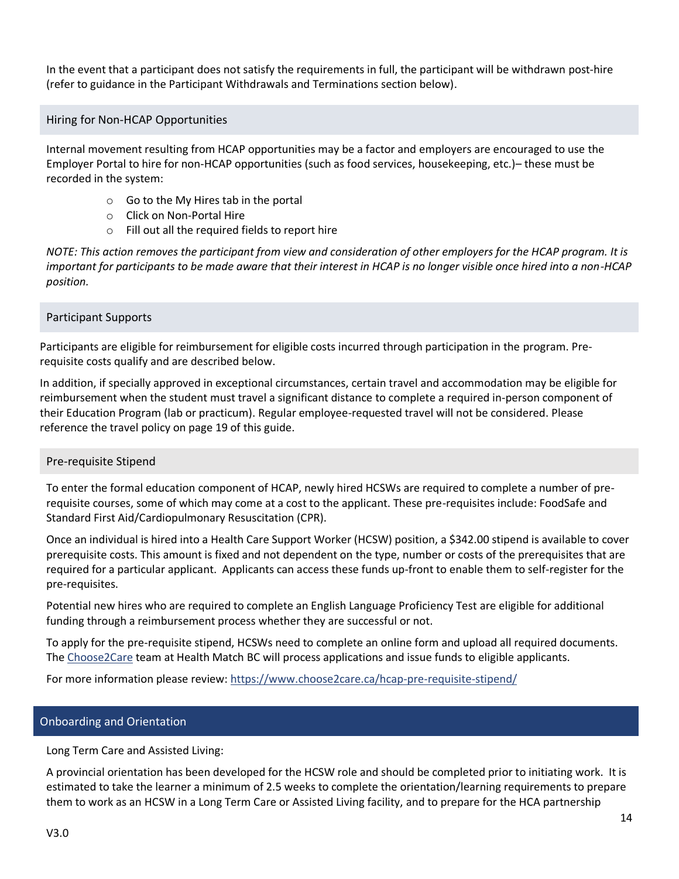In the event that a participant does not satisfy the requirements in full, the participant will be withdrawn post-hire (refer to guidance in the Participant Withdrawals and Terminations section below).

### Hiring for Non-HCAP Opportunities

Internal movement resulting from HCAP opportunities may be a factor and employers are encouraged to use the Employer Portal to hire for non-HCAP opportunities (such as food services, housekeeping, etc.)– these must be recorded in the system:

- Go to the My Hires tab in the portal
- Click on Non-Portal Hire
- Fill out all the required fields to report hire

*NOTE: This action removes the participant from view and consideration of other employers for the HCAP program. It is important for participants to be made aware that their interest in HCAP is no longer visible once hired into a non-HCAP position.*

### Participant Supports

Participants are eligible for reimbursement for eligible costs incurred through participation in the program. Pre-requisite costs qualify and are described below.

In addition, if specially approved in exceptional circumstances, certain travel and accommodation may be eligible for reimbursement when the student must travel a significant distance to complete a required in-person component of their Education Program (lab or practicum). Regular employee-requested travel will not be considered. Please reference the travel policy on page 19 of this guide.

### Pre-requisite Stipend

To enter the formal education component of HCAP, newly hired HCSWs are required to complete a number of pre-requisite courses, some of which may come at a cost to the applicant. These pre-requisites include: FoodSafe and Standard First Aid/Cardiopulmonary Resuscitation (CPR).

Once an individual is hired into a Health Care Support Worker (HCSW) position, a $342.00 stipend is available to cover prerequisite costs. This amount is fixed and not dependent on the type, number or costs of the prerequisites that are required for a particular applicant. Applicants can access these funds up-front to enable them to self-register for the pre-requisites.

Potential new hires who are required to complete an English Language Proficiency Test are eligible for additional funding through a reimbursement process whether they are successful or not.

To apply for the pre-requisite stipend, HCSWs need to complete an online form and upload all required documents. The [Choose2Care](https://www.choose2care.ca) team at Health Match BC will process applications and issue funds to eligible applicants.

For more information please review: [https://www.choose2care.ca/hcap-pre-requisite-stipend/](https://www.choose2care.ca/hcap-pre-requisite-stipend/)

## Onboarding and Orientation

Long Term Care and Assisted Living:

A provincial orientation has been developed for the HCSW role and should be completed prior to initiating work. It is estimated to take the learner a minimum of 2.5 weeks to complete the orientation/learning requirements to prepare them to work as an HCSW in a Long Term Care or Assisted Living facility, and to prepare for the HCA partnership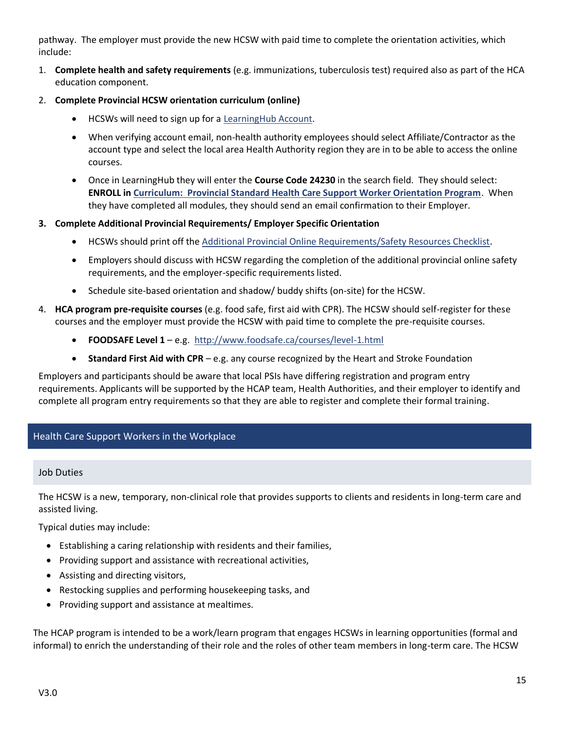pathway. The employer must provide the new HCSW with paid time to complete the orientation activities, which include:

1. **Complete health and safety requirements** (e.g. immunizations, tuberculosis test) required also as part of the HCA education component.
2. **Complete Provincial HCSW orientation curriculum (online)**
    - HCSWs will need to sign up for a LearningHub Account.
    - When verifying account email, non-health authority employees should select Affiliate/Contractor as the account type and select the local area Health Authority region they are in to be able to access the online courses.
    - Once in LearningHub they will enter the **Course Code 24230** in the search field. They should select: **ENROLL in Curriculum: Provincial Standard Health Care Support Worker Orientation Program**. When they have completed all modules, they should send an email confirmation to their Employer.
3. **Complete Additional Provincial Requirements/ Employer Specific Orientation**
    - HCSWs should print off the Additional Provincial Online Requirements/Safety Resources Checklist.
    - Employers should discuss with HCSW regarding the completion of the additional provincial online safety requirements, and the employer-specific requirements listed.
    - Schedule site-based orientation and shadow/ buddy shifts (on-site) for the HCSW.
4. **HCA program pre-requisite courses** (e.g. food safe, first aid with CPR). The HCSW should self-register for these courses and the employer must provide the HCSW with paid time to complete the pre-requisite courses.
    - **FOODSAFE Level 1** – e.g. http://www.foodsafe.ca/courses/level-1.html
    - **Standard First Aid with CPR** – e.g. any course recognized by the Heart and Stroke Foundation

Employers and participants should be aware that local PSIs have differing registration and program entry requirements. Applicants will be supported by the HCAP team, Health Authorities, and their employer to identify and complete all program entry requirements so that they are able to register and complete their formal training.

## Health Care Support Workers in the Workplace

### Job Duties

The HCSW is a new, temporary, non-clinical role that provides supports to clients and residents in long-term care and assisted living.

Typical duties may include:

- Establishing a caring relationship with residents and their families,
- Providing support and assistance with recreational activities,
- Assisting and directing visitors,
- Restocking supplies and performing housekeeping tasks, and
- Providing support and assistance at mealtimes.

The HCAP program is intended to be a work/learn program that engages HCSWs in learning opportunities (formal and informal) to enrich the understanding of their role and the roles of other team members in long-term care. The HCSW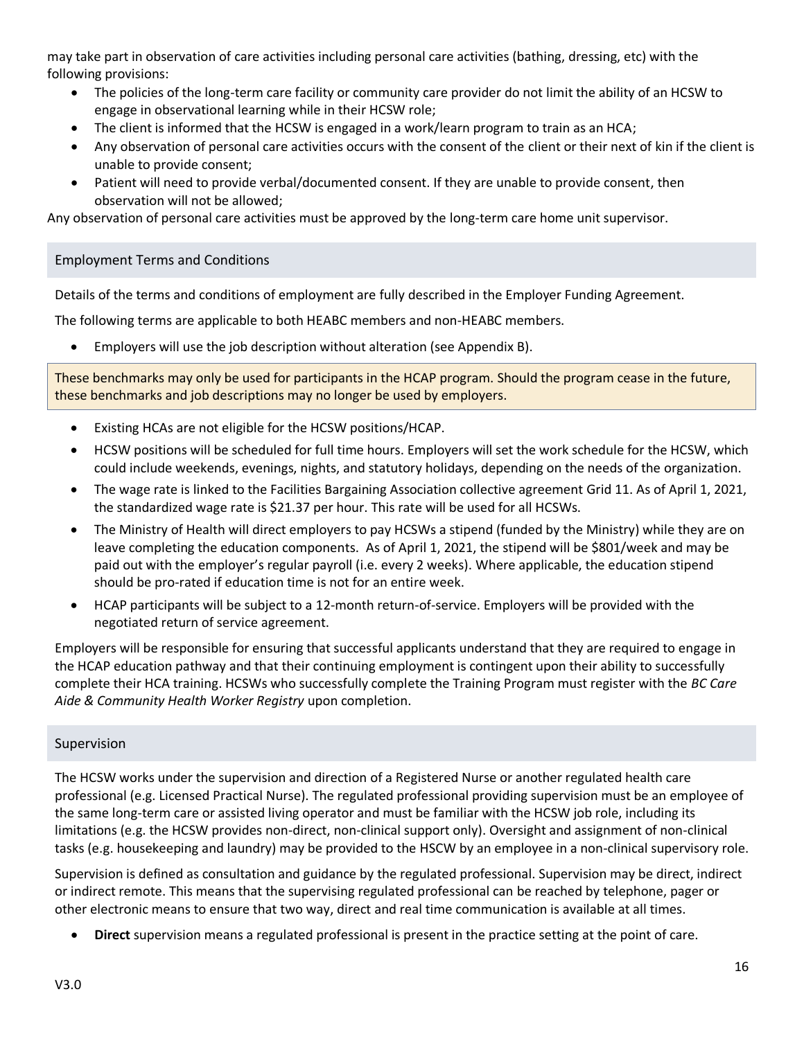may take part in observation of care activities including personal care activities (bathing, dressing, etc) with the following provisions:

- The policies of the long-term care facility or community care provider do not limit the ability of an HCSW to engage in observational learning while in their HCSW role;
- The client is informed that the HCSW is engaged in a work/learn program to train as an HCA;
- Any observation of personal care activities occurs with the consent of the client or their next of kin if the client is unable to provide consent;
- Patient will need to provide verbal/documented consent. If they are unable to provide consent, then observation will not be allowed;

Any observation of personal care activities must be approved by the long-term care home unit supervisor.

## Employment Terms and Conditions

Details of the terms and conditions of employment are fully described in the Employer Funding Agreement.

The following terms are applicable to both HEABC members and non-HEABC members.

- Employers will use the job description without alteration (see Appendix B).

These benchmarks may only be used for participants in the HCAP program. Should the program cease in the future, these benchmarks and job descriptions may no longer be used by employers.

- Existing HCAs are not eligible for the HCSW positions/HCAP.
- HCSW positions will be scheduled for full time hours. Employers will set the work schedule for the HCSW, which could include weekends, evenings, nights, and statutory holidays, depending on the needs of the organization.
- The wage rate is linked to the Facilities Bargaining Association collective agreement Grid 11. As of April 1, 2021, the standardized wage rate is $21.37 per hour. This rate will be used for all HCSWs.
- The Ministry of Health will direct employers to pay HCSWs a stipend (funded by the Ministry) while they are on leave completing the education components. As of April 1, 2021, the stipend will be $801/week and may be paid out with the employer's regular payroll (i.e. every 2 weeks). Where applicable, the education stipend should be pro-rated if education time is not for an entire week.
- HCAP participants will be subject to a 12-month return-of-service. Employers will be provided with the negotiated return of service agreement.

Employers will be responsible for ensuring that successful applicants understand that they are required to engage in the HCAP education pathway and that their continuing employment is contingent upon their ability to successfully complete their HCA training. HCSWs who successfully complete the Training Program must register with the *BC Care Aide & Community Health Worker Registry* upon completion.

## Supervision

The HCSW works under the supervision and direction of a Registered Nurse or another regulated health care professional (e.g. Licensed Practical Nurse). The regulated professional providing supervision must be an employee of the same long-term care or assisted living operator and must be familiar with the HCSW job role, including its limitations (e.g. the HCSW provides non-direct, non-clinical support only). Oversight and assignment of non-clinical tasks (e.g. housekeeping and laundry) may be provided to the HSCW by an employee in a non-clinical supervisory role.

Supervision is defined as consultation and guidance by the regulated professional. Supervision may be direct, indirect or indirect remote. This means that the supervising regulated professional can be reached by telephone, pager or other electronic means to ensure that two way, direct and real time communication is available at all times.

- **Direct** supervision means a regulated professional is present in the practice setting at the point of care.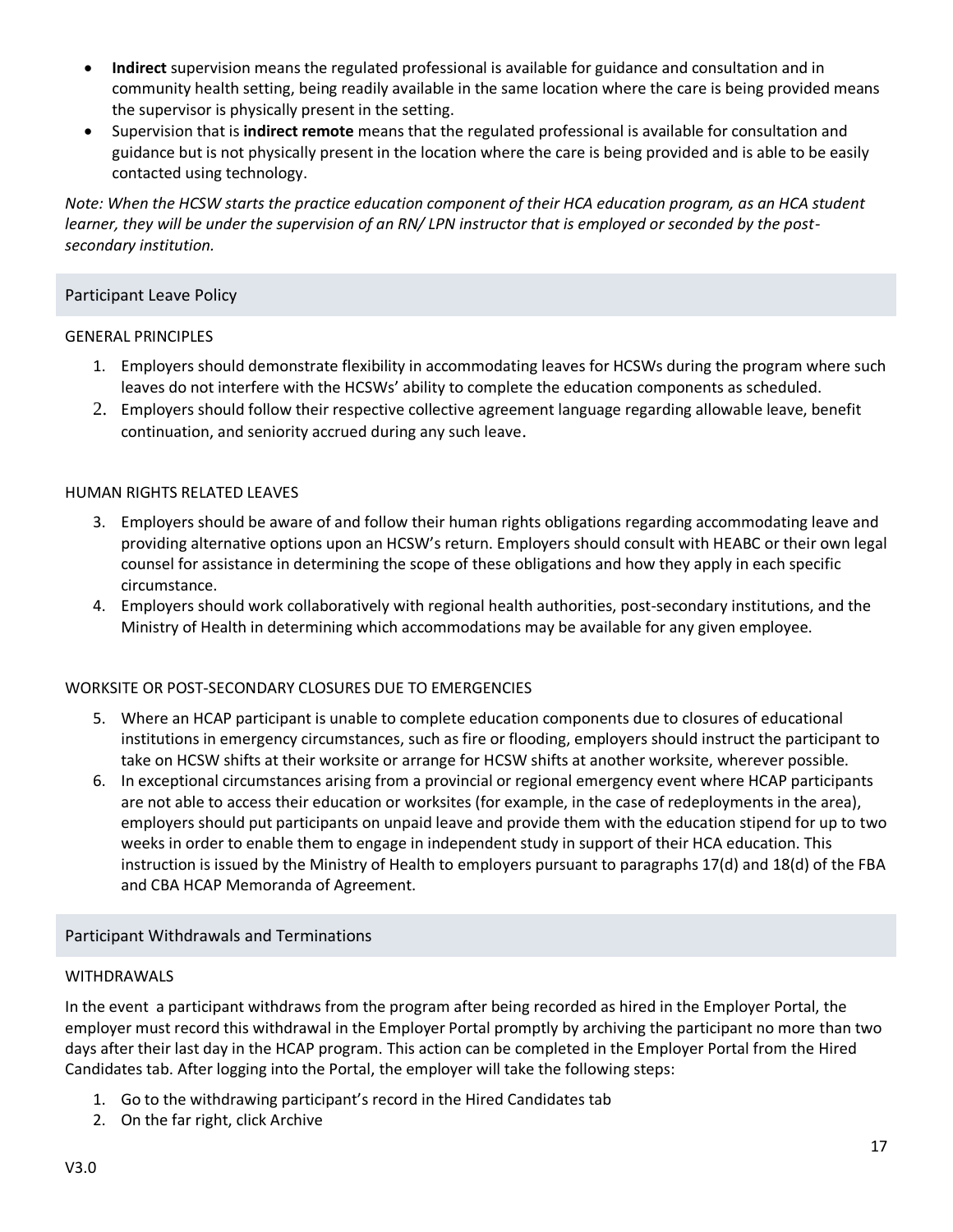- **Indirect** supervision means the regulated professional is available for guidance and consultation and in community health setting, being readily available in the same location where the care is being provided means the supervisor is physically present in the setting.
- Supervision that is **indirect remote** means that the regulated professional is available for consultation and guidance but is not physically present in the location where the care is being provided and is able to be easily contacted using technology.

*Note: When the HCSW starts the practice education component of their HCA education program, as an HCA student learner, they will be under the supervision of an RN/ LPN instructor that is employed or seconded by the post-secondary institution.*

## Participant Leave Policy

GENERAL PRINCIPLES

1. Employers should demonstrate flexibility in accommodating leaves for HCSWs during the program where such leaves do not interfere with the HCSWs' ability to complete the education components as scheduled.
2. Employers should follow their respective collective agreement language regarding allowable leave, benefit continuation, and seniority accrued during any such leave.

HUMAN RIGHTS RELATED LEAVES

3. Employers should be aware of and follow their human rights obligations regarding accommodating leave and providing alternative options upon an HCSW's return. Employers should consult with HEABC or their own legal counsel for assistance in determining the scope of these obligations and how they apply in each specific circumstance.
4. Employers should work collaboratively with regional health authorities, post-secondary institutions, and the Ministry of Health in determining which accommodations may be available for any given employee.

WORKSITE OR POST-SECONDARY CLOSURES DUE TO EMERGENCIES

5. Where an HCAP participant is unable to complete education components due to closures of educational institutions in emergency circumstances, such as fire or flooding, employers should instruct the participant to take on HCSW shifts at their worksite or arrange for HCSW shifts at another worksite, wherever possible.
6. In exceptional circumstances arising from a provincial or regional emergency event where HCAP participants are not able to access their education or worksites (for example, in the case of redeployments in the area), employers should put participants on unpaid leave and provide them with the education stipend for up to two weeks in order to enable them to engage in independent study in support of their HCA education. This instruction is issued by the Ministry of Health to employers pursuant to paragraphs 17(d) and 18(d) of the FBA and CBA HCAP Memoranda of Agreement.

## Participant Withdrawals and Terminations

WITHDRAWALS

In the event a participant withdraws from the program after being recorded as hired in the Employer Portal, the employer must record this withdrawal in the Employer Portal promptly by archiving the participant no more than two days after their last day in the HCAP program. This action can be completed in the Employer Portal from the Hired Candidates tab. After logging into the Portal, the employer will take the following steps:

1. Go to the withdrawing participant's record in the Hired Candidates tab
2. On the far right, click Archive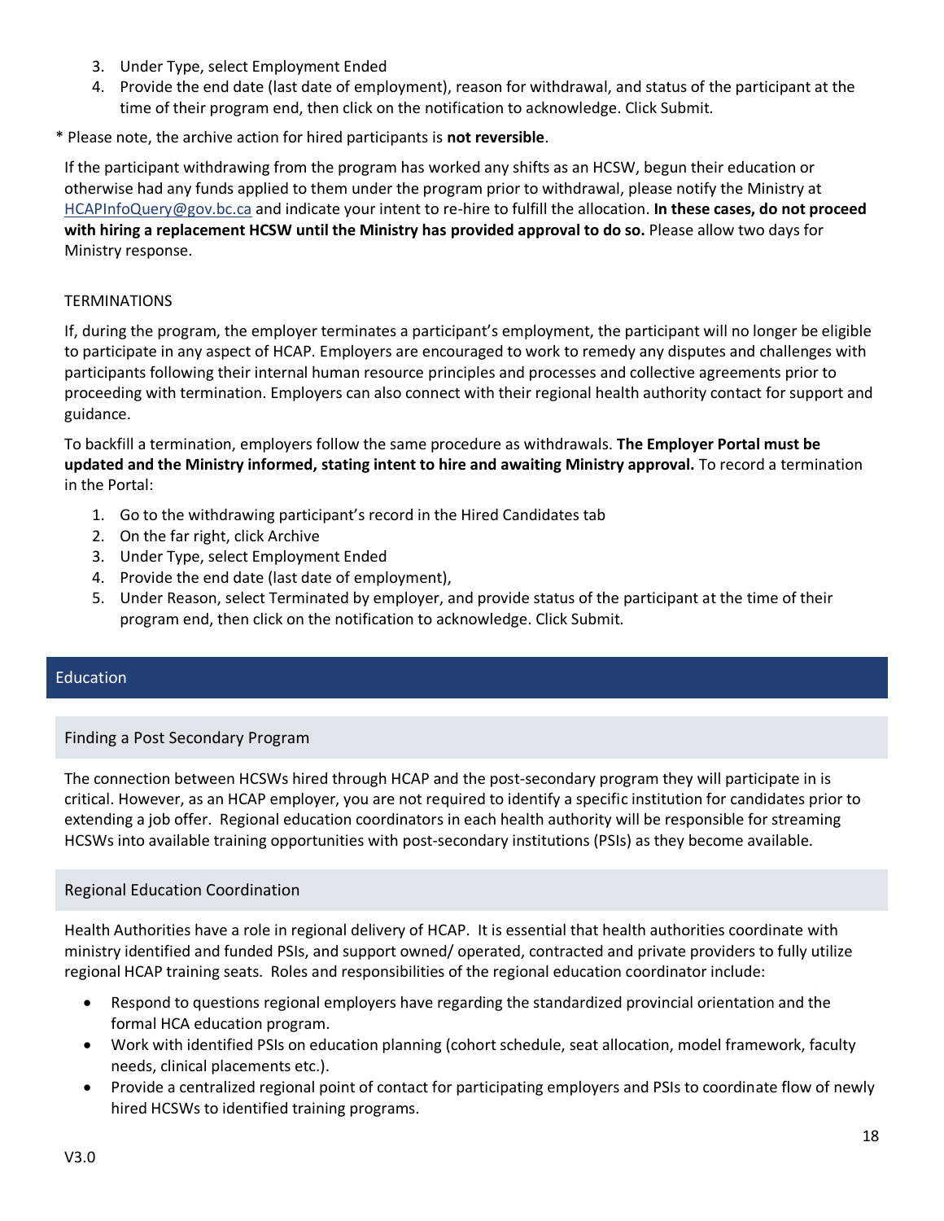3. Under Type, select Employment Ended
4. Provide the end date (last date of employment), reason for withdrawal, and status of the participant at the time of their program end, then click on the notification to acknowledge. Click Submit.

* Please note, the archive action for hired participants is **not reversible**.

If the participant withdrawing from the program has worked any shifts as an HCSW, begun their education or otherwise had any funds applied to them under the program prior to withdrawal, please notify the Ministry at HCAPInfoQuery@gov.bc.ca and indicate your intent to re-hire to fulfill the allocation. **In these cases, do not proceed with hiring a replacement HCSW until the Ministry has provided approval to do so.** Please allow two days for Ministry response.

TERMINATIONS

If, during the program, the employer terminates a participant's employment, the participant will no longer be eligible to participate in any aspect of HCAP. Employers are encouraged to work to remedy any disputes and challenges with participants following their internal human resource principles and processes and collective agreements prior to proceeding with termination. Employers can also connect with their regional health authority contact for support and guidance.

To backfill a termination, employers follow the same procedure as withdrawals. **The Employer Portal must be updated and the Ministry informed, stating intent to hire and awaiting Ministry approval.** To record a termination in the Portal:

1. Go to the withdrawing participant's record in the Hired Candidates tab
2. On the far right, click Archive
3. Under Type, select Employment Ended
4. Provide the end date (last date of employment),
5. Under Reason, select Terminated by employer, and provide status of the participant at the time of their program end, then click on the notification to acknowledge. Click Submit.

## Education

### Finding a Post Secondary Program

The connection between HCSWs hired through HCAP and the post-secondary program they will participate in is critical. However, as an HCAP employer, you are not required to identify a specific institution for candidates prior to extending a job offer. Regional education coordinators in each health authority will be responsible for streaming HCSWs into available training opportunities with post-secondary institutions (PSIs) as they become available.

### Regional Education Coordination

Health Authorities have a role in regional delivery of HCAP. It is essential that health authorities coordinate with ministry identified and funded PSIs, and support owned/ operated, contracted and private providers to fully utilize regional HCAP training seats. Roles and responsibilities of the regional education coordinator include:

- Respond to questions regional employers have regarding the standardized provincial orientation and the formal HCA education program.
- Work with identified PSIs on education planning (cohort schedule, seat allocation, model framework, faculty needs, clinical placements etc.).
- Provide a centralized regional point of contact for participating employers and PSIs to coordinate flow of newly hired HCSWs to identified training programs.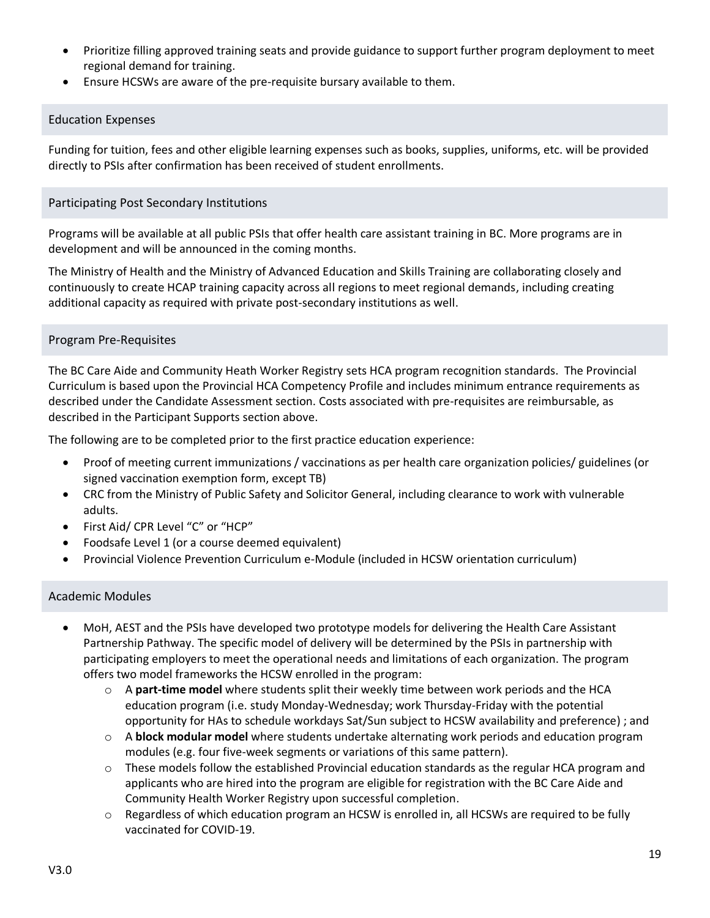- Prioritize filling approved training seats and provide guidance to support further program deployment to meet regional demand for training.
- Ensure HCSWs are aware of the pre-requisite bursary available to them.

## Education Expenses

Funding for tuition, fees and other eligible learning expenses such as books, supplies, uniforms, etc. will be provided directly to PSIs after confirmation has been received of student enrollments.

## Participating Post Secondary Institutions

Programs will be available at all public PSIs that offer health care assistant training in BC. More programs are in development and will be announced in the coming months.

The Ministry of Health and the Ministry of Advanced Education and Skills Training are collaborating closely and continuously to create HCAP training capacity across all regions to meet regional demands, including creating additional capacity as required with private post-secondary institutions as well.

## Program Pre-Requisites

The BC Care Aide and Community Heath Worker Registry sets HCA program recognition standards. The Provincial Curriculum is based upon the Provincial HCA Competency Profile and includes minimum entrance requirements as described under the Candidate Assessment section. Costs associated with pre-requisites are reimbursable, as described in the Participant Supports section above.

The following are to be completed prior to the first practice education experience:

- Proof of meeting current immunizations / vaccinations as per health care organization policies/ guidelines (or signed vaccination exemption form, except TB)
- CRC from the Ministry of Public Safety and Solicitor General, including clearance to work with vulnerable adults.
- First Aid/ CPR Level "C" or "HCP"
- Foodsafe Level 1 (or a course deemed equivalent)
- Provincial Violence Prevention Curriculum e-Module (included in HCSW orientation curriculum)

## Academic Modules

- MoH, AEST and the PSIs have developed two prototype models for delivering the Health Care Assistant Partnership Pathway. The specific model of delivery will be determined by the PSIs in partnership with participating employers to meet the operational needs and limitations of each organization. The program offers two model frameworks the HCSW enrolled in the program:
  - A **part-time model** where students split their weekly time between work periods and the HCA education program (i.e. study Monday-Wednesday; work Thursday-Friday with the potential opportunity for HAs to schedule workdays Sat/Sun subject to HCSW availability and preference) ; and
  - A **block modular model** where students undertake alternating work periods and education program modules (e.g. four five-week segments or variations of this same pattern).
  - These models follow the established Provincial education standards as the regular HCA program and applicants who are hired into the program are eligible for registration with the BC Care Aide and Community Health Worker Registry upon successful completion.
  - Regardless of which education program an HCSW is enrolled in, all HCSWs are required to be fully vaccinated for COVID-19.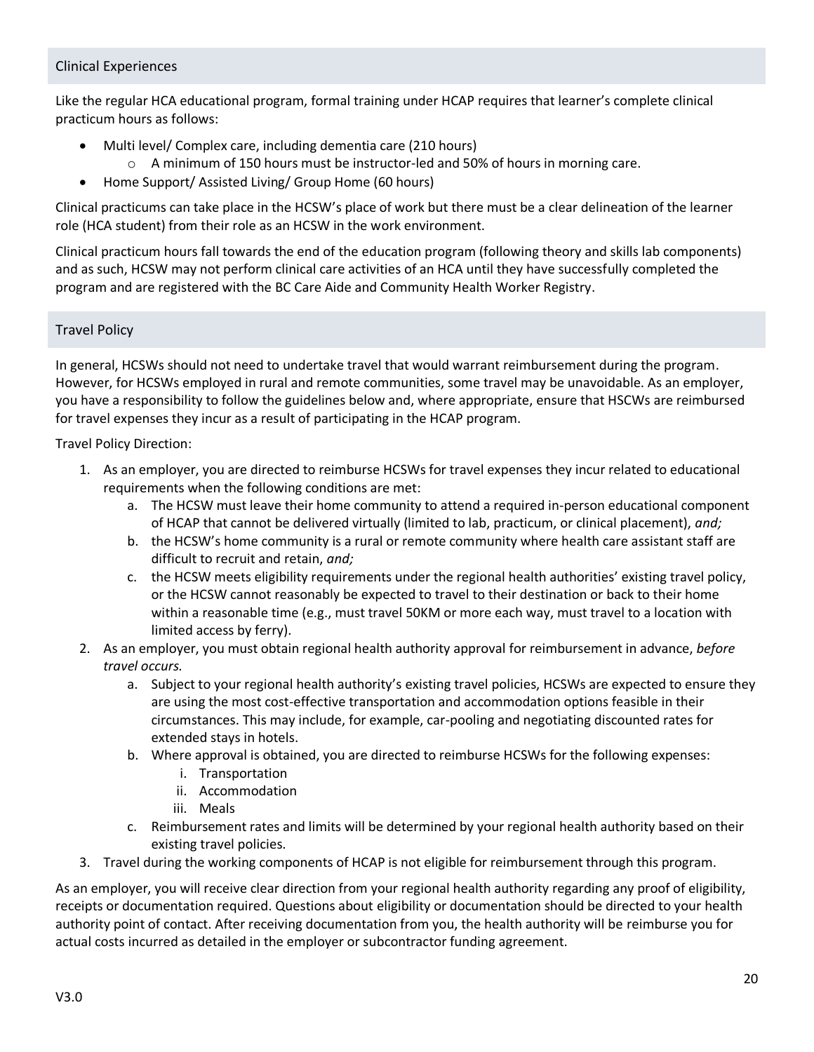## Clinical Experiences

Like the regular HCA educational program, formal training under HCAP requires that learner's complete clinical practicum hours as follows:

- Multi level/ Complex care, including dementia care (210 hours)
  - A minimum of 150 hours must be instructor-led and 50% of hours in morning care.
- Home Support/ Assisted Living/ Group Home (60 hours)

Clinical practicums can take place in the HCSW's place of work but there must be a clear delineation of the learner role (HCA student) from their role as an HCSW in the work environment.

Clinical practicum hours fall towards the end of the education program (following theory and skills lab components) and as such, HCSW may not perform clinical care activities of an HCA until they have successfully completed the program and are registered with the BC Care Aide and Community Health Worker Registry.

## Travel Policy

In general, HCSWs should not need to undertake travel that would warrant reimbursement during the program. However, for HCSWs employed in rural and remote communities, some travel may be unavoidable. As an employer, you have a responsibility to follow the guidelines below and, where appropriate, ensure that HSCWs are reimbursed for travel expenses they incur as a result of participating in the HCAP program.

Travel Policy Direction:

1. As an employer, you are directed to reimburse HCSWs for travel expenses they incur related to educational requirements when the following conditions are met:
   a. The HCSW must leave their home community to attend a required in-person educational component of HCAP that cannot be delivered virtually (limited to lab, practicum, or clinical placement), *and;*
   b. the HCSW's home community is a rural or remote community where health care assistant staff are difficult to recruit and retain, *and;*
   c. the HCSW meets eligibility requirements under the regional health authorities' existing travel policy, or the HCSW cannot reasonably be expected to travel to their destination or back to their home within a reasonable time (e.g., must travel 50KM or more each way, must travel to a location with limited access by ferry).
2. As an employer, you must obtain regional health authority approval for reimbursement in advance, *before travel occurs.*
   a. Subject to your regional health authority's existing travel policies, HCSWs are expected to ensure they are using the most cost-effective transportation and accommodation options feasible in their circumstances. This may include, for example, car-pooling and negotiating discounted rates for extended stays in hotels.
   b. Where approval is obtained, you are directed to reimburse HCSWs for the following expenses:
      i. Transportation
      ii. Accommodation
      iii. Meals
   c. Reimbursement rates and limits will be determined by your regional health authority based on their existing travel policies.
3. Travel during the working components of HCAP is not eligible for reimbursement through this program.

As an employer, you will receive clear direction from your regional health authority regarding any proof of eligibility, receipts or documentation required. Questions about eligibility or documentation should be directed to your health authority point of contact. After receiving documentation from you, the health authority will be reimburse you for actual costs incurred as detailed in the employer or subcontractor funding agreement.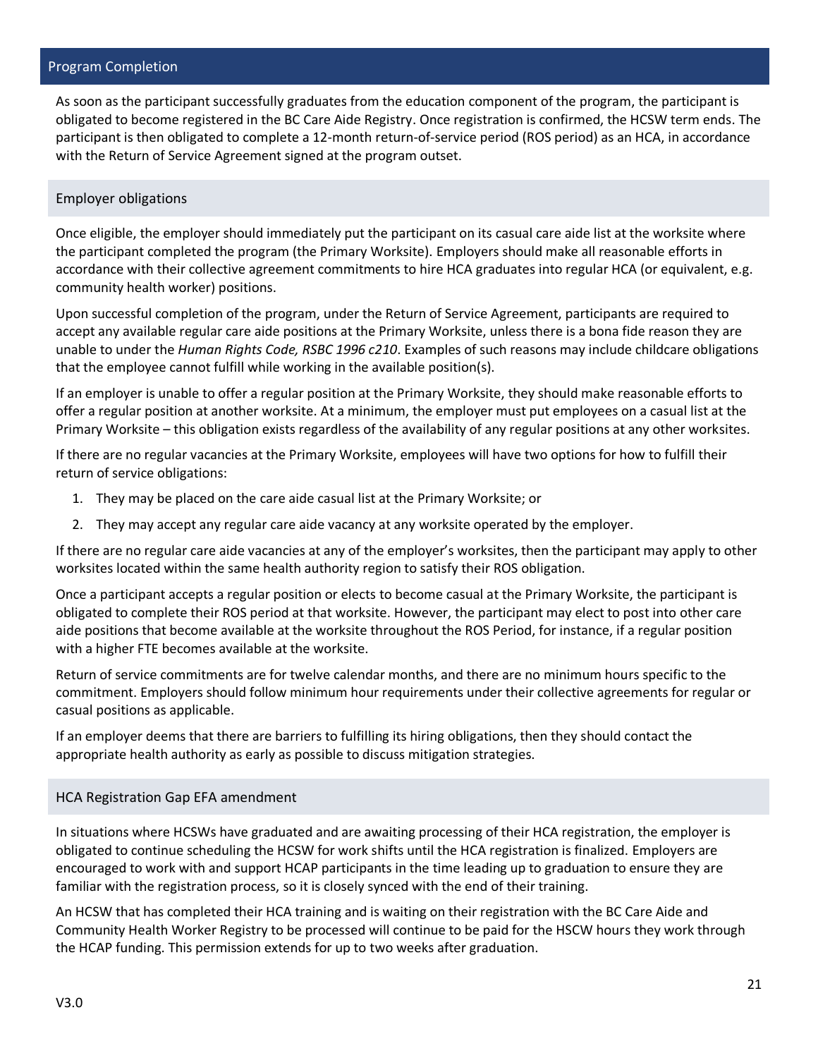## Program Completion

As soon as the participant successfully graduates from the education component of the program, the participant is obligated to become registered in the BC Care Aide Registry. Once registration is confirmed, the HCSW term ends. The participant is then obligated to complete a 12-month return-of-service period (ROS period) as an HCA, in accordance with the Return of Service Agreement signed at the program outset.

### Employer obligations

Once eligible, the employer should immediately put the participant on its casual care aide list at the worksite where the participant completed the program (the Primary Worksite). Employers should make all reasonable efforts in accordance with their collective agreement commitments to hire HCA graduates into regular HCA (or equivalent, e.g. community health worker) positions.

Upon successful completion of the program, under the Return of Service Agreement, participants are required to accept any available regular care aide positions at the Primary Worksite, unless there is a bona fide reason they are unable to under the *Human Rights Code, RSBC 1996 c210*. Examples of such reasons may include childcare obligations that the employee cannot fulfill while working in the available position(s).

If an employer is unable to offer a regular position at the Primary Worksite, they should make reasonable efforts to offer a regular position at another worksite. At a minimum, the employer must put employees on a casual list at the Primary Worksite – this obligation exists regardless of the availability of any regular positions at any other worksites.

If there are no regular vacancies at the Primary Worksite, employees will have two options for how to fulfill their return of service obligations:

1. They may be placed on the care aide casual list at the Primary Worksite; or
2. They may accept any regular care aide vacancy at any worksite operated by the employer.

If there are no regular care aide vacancies at any of the employer's worksites, then the participant may apply to other worksites located within the same health authority region to satisfy their ROS obligation.

Once a participant accepts a regular position or elects to become casual at the Primary Worksite, the participant is obligated to complete their ROS period at that worksite. However, the participant may elect to post into other care aide positions that become available at the worksite throughout the ROS Period, for instance, if a regular position with a higher FTE becomes available at the worksite.

Return of service commitments are for twelve calendar months, and there are no minimum hours specific to the commitment. Employers should follow minimum hour requirements under their collective agreements for regular or casual positions as applicable.

If an employer deems that there are barriers to fulfilling its hiring obligations, then they should contact the appropriate health authority as early as possible to discuss mitigation strategies.

### HCA Registration Gap EFA amendment

In situations where HCSWs have graduated and are awaiting processing of their HCA registration, the employer is obligated to continue scheduling the HCSW for work shifts until the HCA registration is finalized. Employers are encouraged to work with and support HCAP participants in the time leading up to graduation to ensure they are familiar with the registration process, so it is closely synced with the end of their training.

An HCSW that has completed their HCA training and is waiting on their registration with the BC Care Aide and Community Health Worker Registry to be processed will continue to be paid for the HSCW hours they work through the HCAP funding. This permission extends for up to two weeks after graduation.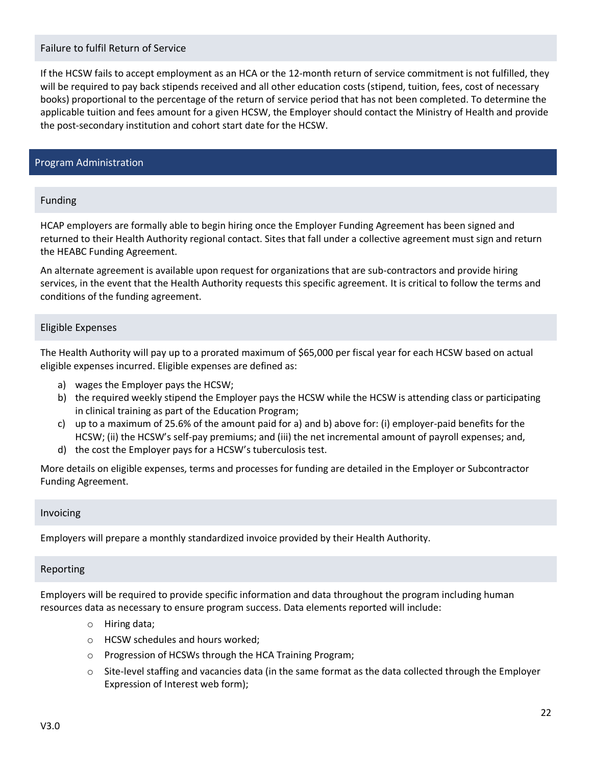### Failure to fulfil Return of Service

If the HCSW fails to accept employment as an HCA or the 12-month return of service commitment is not fulfilled, they will be required to pay back stipends received and all other education costs (stipend, tuition, fees, cost of necessary books) proportional to the percentage of the return of service period that has not been completed. To determine the applicable tuition and fees amount for a given HCSW, the Employer should contact the Ministry of Health and provide the post-secondary institution and cohort start date for the HCSW.

## Program Administration

### Funding

HCAP employers are formally able to begin hiring once the Employer Funding Agreement has been signed and returned to their Health Authority regional contact. Sites that fall under a collective agreement must sign and return the HEABC Funding Agreement.

An alternate agreement is available upon request for organizations that are sub-contractors and provide hiring services, in the event that the Health Authority requests this specific agreement. It is critical to follow the terms and conditions of the funding agreement.

### Eligible Expenses

The Health Authority will pay up to a prorated maximum of $65,000 per fiscal year for each HCSW based on actual eligible expenses incurred. Eligible expenses are defined as:

a) wages the Employer pays the HCSW;
b) the required weekly stipend the Employer pays the HCSW while the HCSW is attending class or participating in clinical training as part of the Education Program;
c) up to a maximum of 25.6% of the amount paid for a) and b) above for: (i) employer-paid benefits for the HCSW; (ii) the HCSW's self-pay premiums; and (iii) the net incremental amount of payroll expenses; and,
d) the cost the Employer pays for a HCSW's tuberculosis test.

More details on eligible expenses, terms and processes for funding are detailed in the Employer or Subcontractor Funding Agreement.

### Invoicing

Employers will prepare a monthly standardized invoice provided by their Health Authority.

### Reporting

Employers will be required to provide specific information and data throughout the program including human resources data as necessary to ensure program success. Data elements reported will include:

- Hiring data;
- HCSW schedules and hours worked;
- Progression of HCSWs through the HCA Training Program;
- Site-level staffing and vacancies data (in the same format as the data collected through the Employer Expression of Interest web form);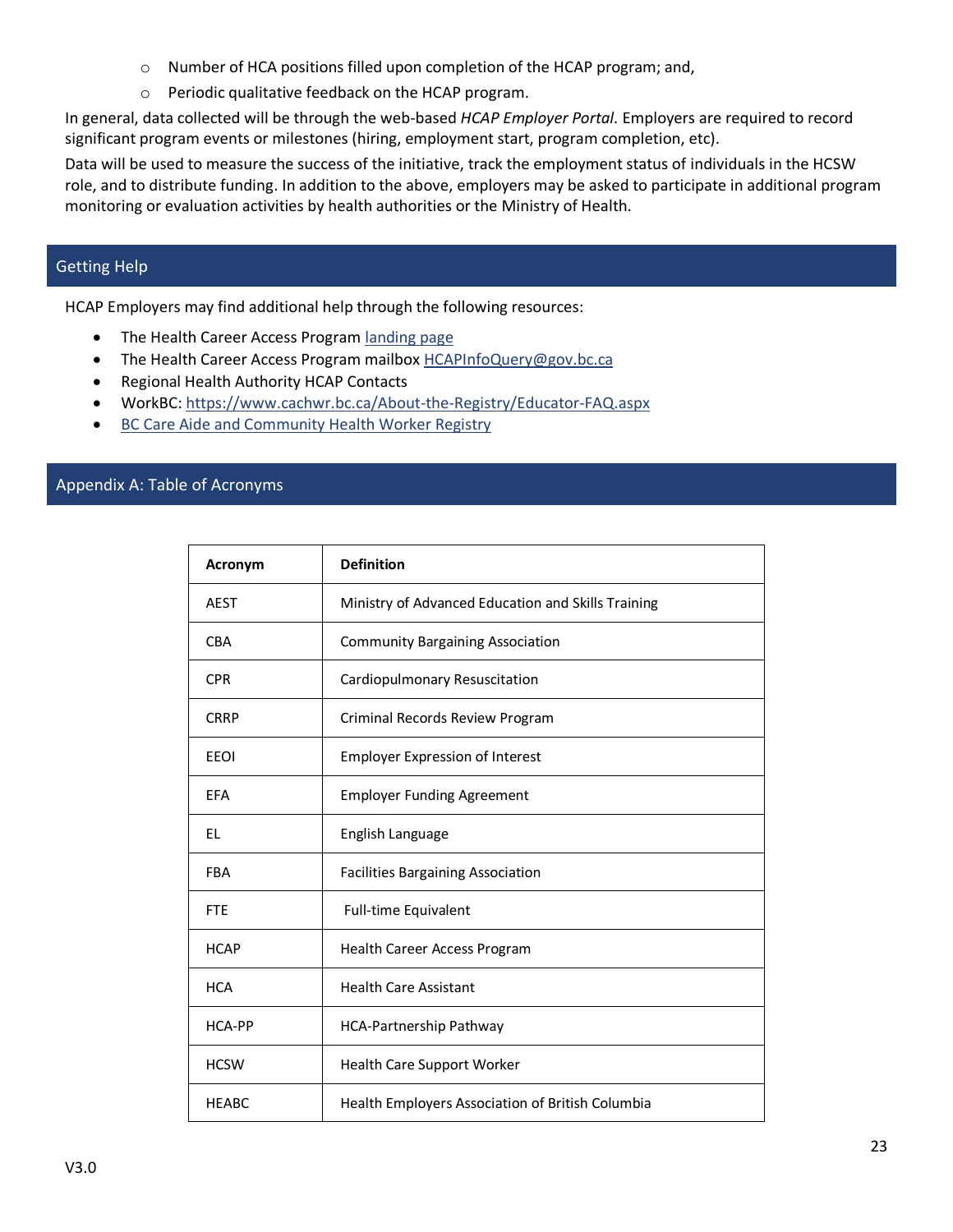- Number of HCA positions filled upon completion of the HCAP program; and,
  - Periodic qualitative feedback on the HCAP program.

In general, data collected will be through the web-based *HCAP Employer Portal*. Employers are required to record significant program events or milestones (hiring, employment start, program completion, etc).

Data will be used to measure the success of the initiative, track the employment status of individuals in the HCSW role, and to distribute funding. In addition to the above, employers may be asked to participate in additional program monitoring or evaluation activities by health authorities or the Ministry of Health.

## Getting Help

HCAP Employers may find additional help through the following resources:

- The Health Career Access Program landing page
- The Health Career Access Program mailbox HCAPInfoQuery@gov.bc.ca
- Regional Health Authority HCAP Contacts
- WorkBC: https://www.cachwr.bc.ca/About-the-Registry/Educator-FAQ.aspx
- BC Care Aide and Community Health Worker Registry

## Appendix A: Table of Acronyms

| Acronym | Definition |
|---|---|
| AEST | Ministry of Advanced Education and Skills Training |
| CBA | Community Bargaining Association |
| CPR | Cardiopulmonary Resuscitation |
| CRRP | Criminal Records Review Program |
| EEOI | Employer Expression of Interest |
| EFA | Employer Funding Agreement |
| EL | English Language |
| FBA | Facilities Bargaining Association |
| FTE | Full-time Equivalent |
| HCAP | Health Career Access Program |
| HCA | Health Care Assistant |
| HCA-PP | HCA-Partnership Pathway |
| HCSW | Health Care Support Worker |
| HEABC | Health Employers Association of British Columbia |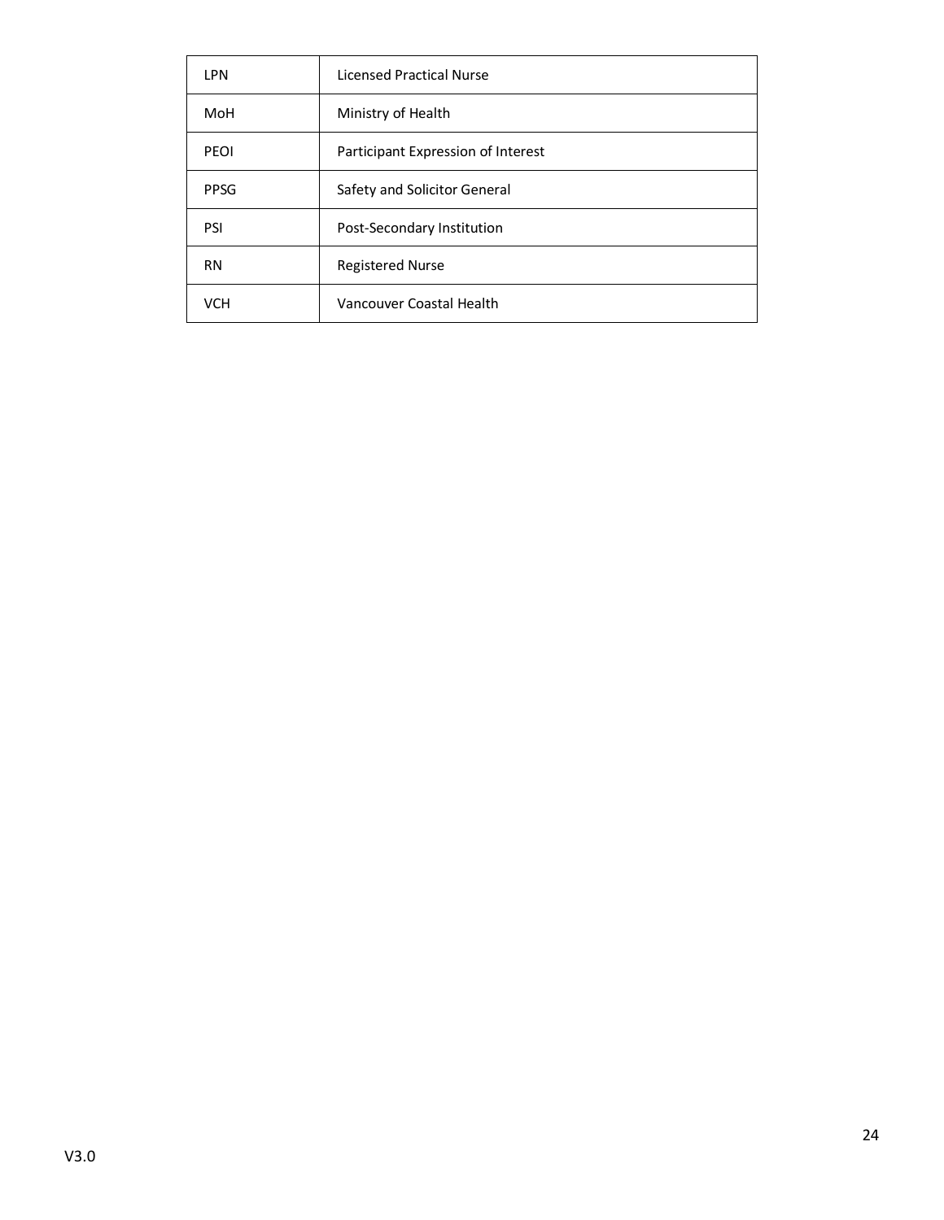| LPN | Licensed Practical Nurse |
| --- | --- |
| MoH | Ministry of Health |
| PEOI | Participant Expression of Interest |
| PPSG | Safety and Solicitor General |
| PSI | Post-Secondary Institution |
| RN | Registered Nurse |
| VCH | Vancouver Coastal Health |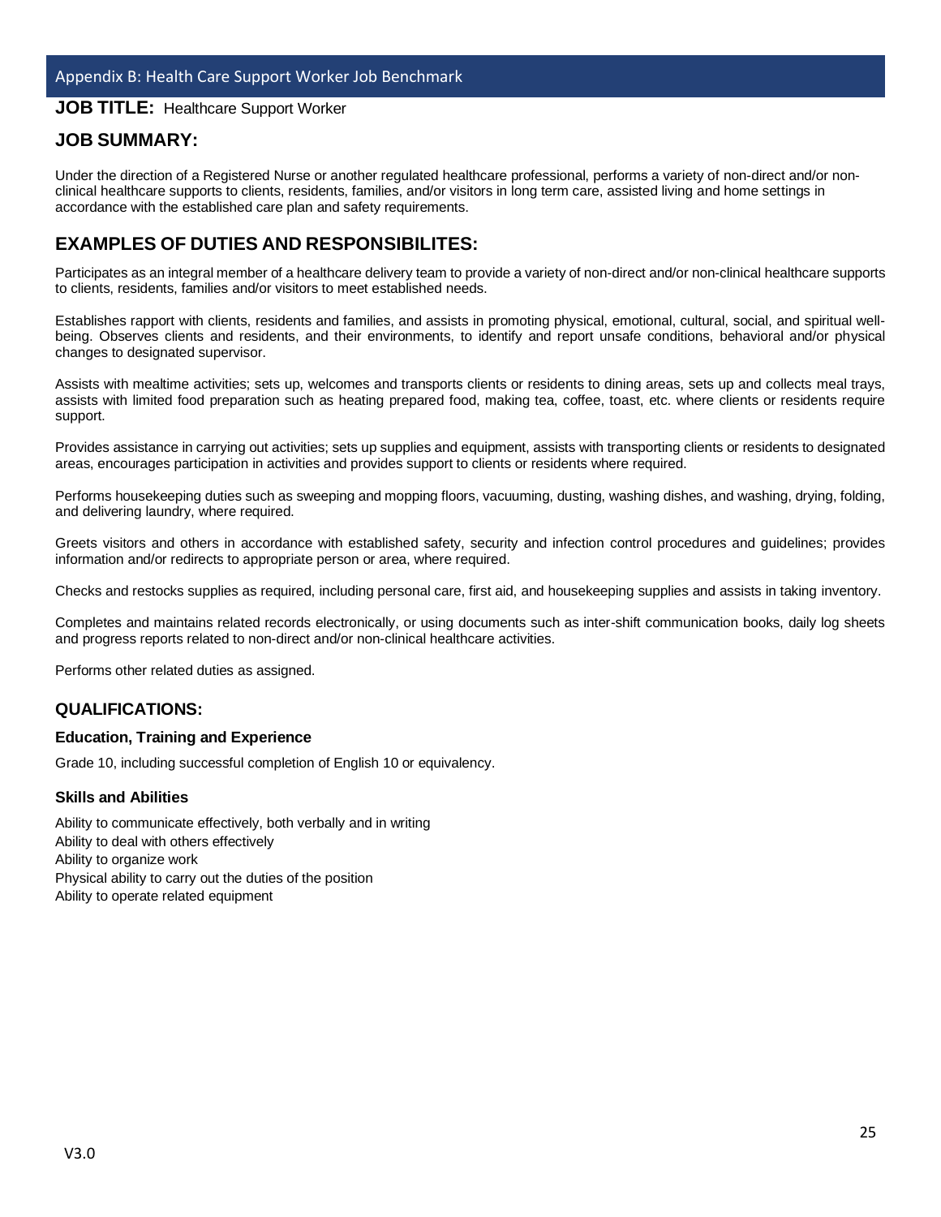## Appendix B: Health Care Support Worker Job Benchmark

**JOB TITLE:** Healthcare Support Worker

### JOB SUMMARY:

Under the direction of a Registered Nurse or another regulated healthcare professional, performs a variety of non-direct and/or non-clinical healthcare supports to clients, residents, families, and/or visitors in long term care, assisted living and home settings in accordance with the established care plan and safety requirements.

### EXAMPLES OF DUTIES AND RESPONSIBILITES:

Participates as an integral member of a healthcare delivery team to provide a variety of non-direct and/or non-clinical healthcare supports to clients, residents, families and/or visitors to meet established needs.

Establishes rapport with clients, residents and families, and assists in promoting physical, emotional, cultural, social, and spiritual well-being. Observes clients and residents, and their environments, to identify and report unsafe conditions, behavioral and/or physical changes to designated supervisor.

Assists with mealtime activities; sets up, welcomes and transports clients or residents to dining areas, sets up and collects meal trays, assists with limited food preparation such as heating prepared food, making tea, coffee, toast, etc. where clients or residents require support.

Provides assistance in carrying out activities; sets up supplies and equipment, assists with transporting clients or residents to designated areas, encourages participation in activities and provides support to clients or residents where required.

Performs housekeeping duties such as sweeping and mopping floors, vacuuming, dusting, washing dishes, and washing, drying, folding, and delivering laundry, where required.

Greets visitors and others in accordance with established safety, security and infection control procedures and guidelines; provides information and/or redirects to appropriate person or area, where required.

Checks and restocks supplies as required, including personal care, first aid, and housekeeping supplies and assists in taking inventory.

Completes and maintains related records electronically, or using documents such as inter-shift communication books, daily log sheets and progress reports related to non-direct and/or non-clinical healthcare activities.

Performs other related duties as assigned.

### QUALIFICATIONS:

#### Education, Training and Experience

Grade 10, including successful completion of English 10 or equivalency.

#### Skills and Abilities

Ability to communicate effectively, both verbally and in writing
Ability to deal with others effectively
Ability to organize work
Physical ability to carry out the duties of the position
Ability to operate related equipment

V3.0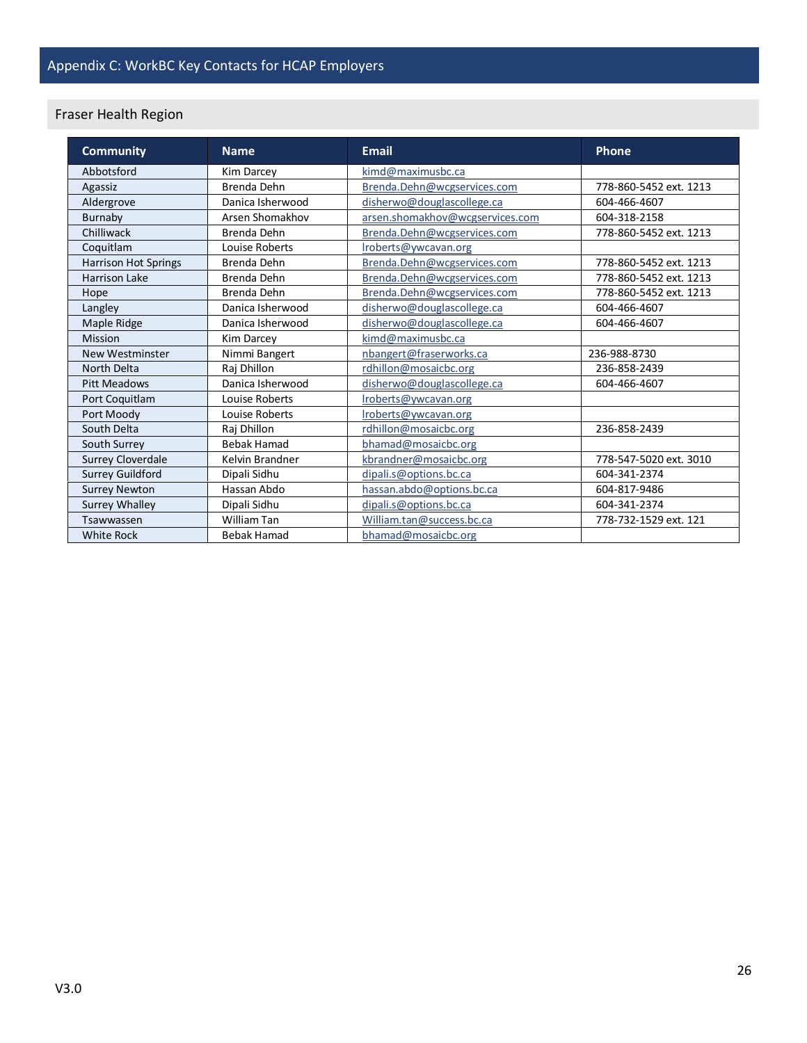# Appendix C: WorkBC Key Contacts for HCAP Employers

## Fraser Health Region

| Community | Name | Email | Phone |
|---|---|---|---|
| Abbotsford | Kim Darcey | kimd@maximusbc.ca | |
| Agassiz | Brenda Dehn | Brenda.Dehn@wcgservices.com | 778-860-5452 ext. 1213 |
| Aldergrove | Danica Isherwood | disherwo@douglascollege.ca | 604-466-4607 |
| Burnaby | Arsen Shomakhov | arsen.shomakhov@wcgservices.com | 604-318-2158 |
| Chilliwack | Brenda Dehn | Brenda.Dehn@wcgservices.com | 778-860-5452 ext. 1213 |
| Coquitlam | Louise Roberts | lroberts@ywcavan.org | |
| Harrison Hot Springs | Brenda Dehn | Brenda.Dehn@wcgservices.com | 778-860-5452 ext. 1213 |
| Harrison Lake | Brenda Dehn | Brenda.Dehn@wcgservices.com | 778-860-5452 ext. 1213 |
| Hope | Brenda Dehn | Brenda.Dehn@wcgservices.com | 778-860-5452 ext. 1213 |
| Langley | Danica Isherwood | disherwo@douglascollege.ca | 604-466-4607 |
| Maple Ridge | Danica Isherwood | disherwo@douglascollege.ca | 604-466-4607 |
| Mission | Kim Darcey | kimd@maximusbc.ca | |
| New Westminster | Nimmi Bangert | nbangert@fraserworks.ca | 236-988-8730 |
| North Delta | Raj Dhillon | rdhillon@mosaicbc.org | 236-858-2439 |
| Pitt Meadows | Danica Isherwood | disherwo@douglascollege.ca | 604-466-4607 |
| Port Coquitlam | Louise Roberts | lroberts@ywcavan.org | |
| Port Moody | Louise Roberts | lroberts@ywcavan.org | |
| South Delta | Raj Dhillon | rdhillon@mosaicbc.org | 236-858-2439 |
| South Surrey | Bebak Hamad | bhamad@mosaicbc.org | |
| Surrey Cloverdale | Kelvin Brandner | kbrandner@mosaicbc.org | 778-547-5020 ext. 3010 |
| Surrey Guildford | Dipali Sidhu | dipali.s@options.bc.ca | 604-341-2374 |
| Surrey Newton | Hassan Abdo | hassan.abdo@options.bc.ca | 604-817-9486 |
| Surrey Whalley | Dipali Sidhu | dipali.s@options.bc.ca | 604-341-2374 |
| Tsawwassen | William Tan | William.tan@success.bc.ca | 778-732-1529 ext. 121 |
| White Rock | Bebak Hamad | bhamad@mosaicbc.org | |

V3.0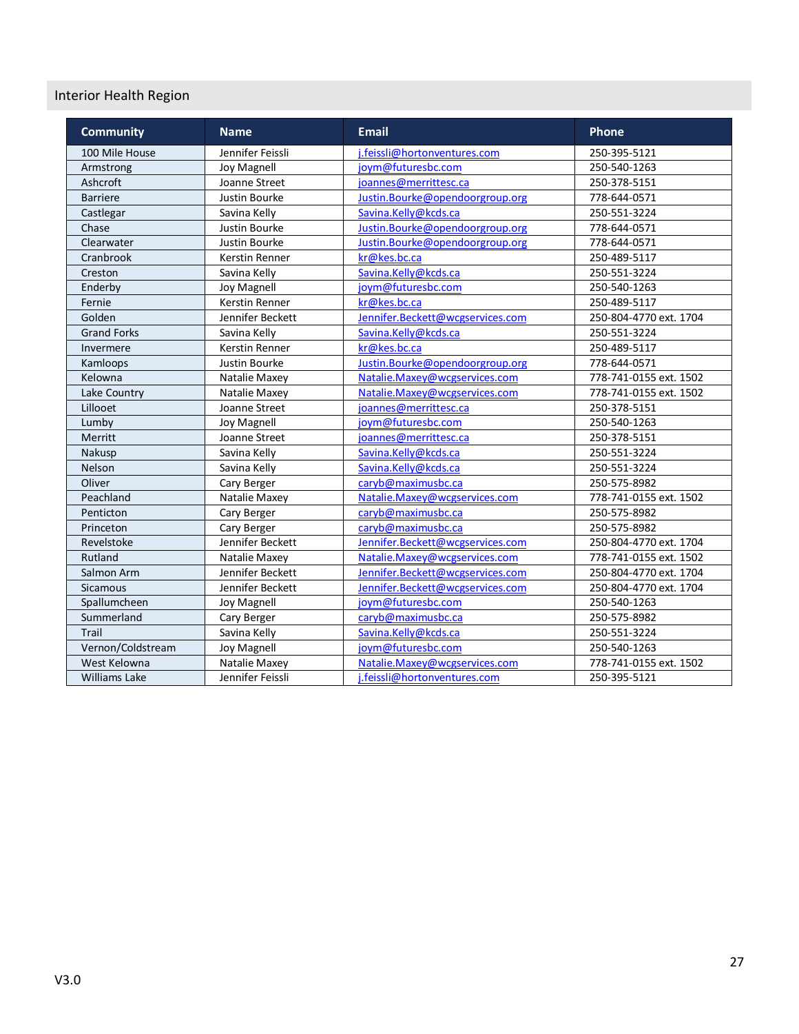## Interior Health Region

| Community | Name | Email | Phone |
|---|---|---|---|
| 100 Mile House | Jennifer Feissli | j.feissli@hortonventures.com | 250-395-5121 |
| Armstrong | Joy Magnell | joym@futuresbc.com | 250-540-1263 |
| Ashcroft | Joanne Street | joannes@merrittesc.ca | 250-378-5151 |
| Barriere | Justin Bourke | Justin.Bourke@opendoorgroup.org | 778-644-0571 |
| Castlegar | Savina Kelly | Savina.Kelly@kcds.ca | 250-551-3224 |
| Chase | Justin Bourke | Justin.Bourke@opendoorgroup.org | 778-644-0571 |
| Clearwater | Justin Bourke | Justin.Bourke@opendoorgroup.org | 778-644-0571 |
| Cranbrook | Kerstin Renner | kr@kes.bc.ca | 250-489-5117 |
| Creston | Savina Kelly | Savina.Kelly@kcds.ca | 250-551-3224 |
| Enderby | Joy Magnell | joym@futuresbc.com | 250-540-1263 |
| Fernie | Kerstin Renner | kr@kes.bc.ca | 250-489-5117 |
| Golden | Jennifer Beckett | Jennifer.Beckett@wcgservices.com | 250-804-4770 ext. 1704 |
| Grand Forks | Savina Kelly | Savina.Kelly@kcds.ca | 250-551-3224 |
| Invermere | Kerstin Renner | kr@kes.bc.ca | 250-489-5117 |
| Kamloops | Justin Bourke | Justin.Bourke@opendoorgroup.org | 778-644-0571 |
| Kelowna | Natalie Maxey | Natalie.Maxey@wcgservices.com | 778-741-0155 ext. 1502 |
| Lake Country | Natalie Maxey | Natalie.Maxey@wcgservices.com | 778-741-0155 ext. 1502 |
| Lillooet | Joanne Street | joannes@merrittesc.ca | 250-378-5151 |
| Lumby | Joy Magnell | joym@futuresbc.com | 250-540-1263 |
| Merritt | Joanne Street | joannes@merrittesc.ca | 250-378-5151 |
| Nakusp | Savina Kelly | Savina.Kelly@kcds.ca | 250-551-3224 |
| Nelson | Savina Kelly | Savina.Kelly@kcds.ca | 250-551-3224 |
| Oliver | Cary Berger | caryb@maximusbc.ca | 250-575-8982 |
| Peachland | Natalie Maxey | Natalie.Maxey@wcgservices.com | 778-741-0155 ext. 1502 |
| Penticton | Cary Berger | caryb@maximusbc.ca | 250-575-8982 |
| Princeton | Cary Berger | caryb@maximusbc.ca | 250-575-8982 |
| Revelstoke | Jennifer Beckett | Jennifer.Beckett@wcgservices.com | 250-804-4770 ext. 1704 |
| Rutland | Natalie Maxey | Natalie.Maxey@wcgservices.com | 778-741-0155 ext. 1502 |
| Salmon Arm | Jennifer Beckett | Jennifer.Beckett@wcgservices.com | 250-804-4770 ext. 1704 |
| Sicamous | Jennifer Beckett | Jennifer.Beckett@wcgservices.com | 250-804-4770 ext. 1704 |
| Spallumcheen | Joy Magnell | joym@futuresbc.com | 250-540-1263 |
| Summerland | Cary Berger | caryb@maximusbc.ca | 250-575-8982 |
| Trail | Savina Kelly | Savina.Kelly@kcds.ca | 250-551-3224 |
| Vernon/Coldstream | Joy Magnell | joym@futuresbc.com | 250-540-1263 |
| West Kelowna | Natalie Maxey | Natalie.Maxey@wcgservices.com | 778-741-0155 ext. 1502 |
| Williams Lake | Jennifer Feissli | j.feissli@hortonventures.com | 250-395-5121 |

V3.0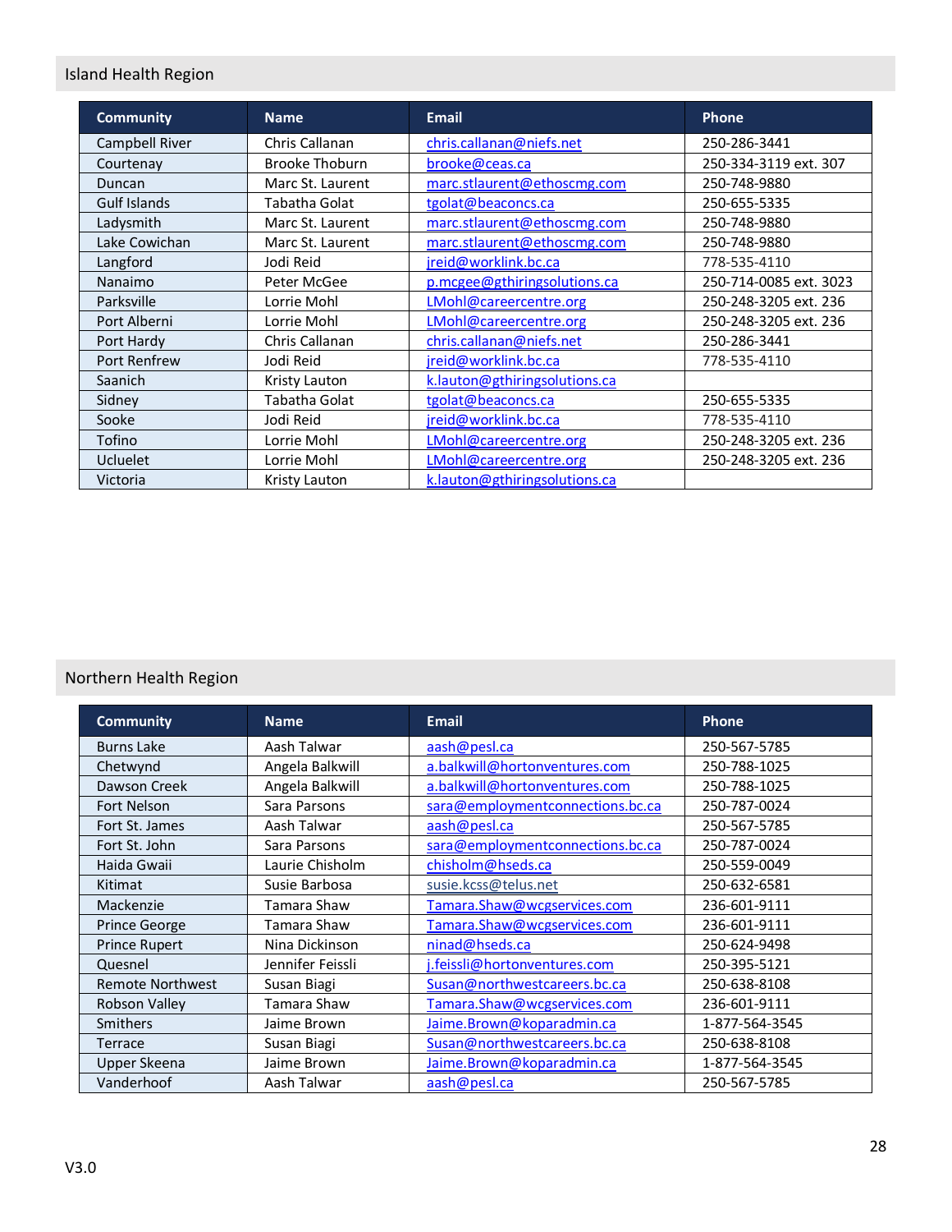## Island Health Region

| Community | Name | Email | Phone |
|---|---|---|---|
| Campbell River | Chris Callanan | chris.callanan@niefs.net | 250-286-3441 |
| Courtenay | Brooke Thoburn | brooke@ceas.ca | 250-334-3119 ext. 307 |
| Duncan | Marc St. Laurent | marc.stlaurent@ethoscmg.com | 250-748-9880 |
| Gulf Islands | Tabatha Golat | tgolat@beaconcs.ca | 250-655-5335 |
| Ladysmith | Marc St. Laurent | marc.stlaurent@ethoscmg.com | 250-748-9880 |
| Lake Cowichan | Marc St. Laurent | marc.stlaurent@ethoscmg.com | 250-748-9880 |
| Langford | Jodi Reid | jreid@worklink.bc.ca | 778-535-4110 |
| Nanaimo | Peter McGee | p.mcgee@gthiringsolutions.ca | 250-714-0085 ext. 3023 |
| Parksville | Lorrie Mohl | LMohl@careercentre.org | 250-248-3205 ext. 236 |
| Port Alberni | Lorrie Mohl | LMohl@careercentre.org | 250-248-3205 ext. 236 |
| Port Hardy | Chris Callanan | chris.callanan@niefs.net | 250-286-3441 |
| Port Renfrew | Jodi Reid | jreid@worklink.bc.ca | 778-535-4110 |
| Saanich | Kristy Lauton | k.lauton@gthiringsolutions.ca | |
| Sidney | Tabatha Golat | tgolat@beaconcs.ca | 250-655-5335 |
| Sooke | Jodi Reid | jreid@worklink.bc.ca | 778-535-4110 |
| Tofino | Lorrie Mohl | LMohl@careercentre.org | 250-248-3205 ext. 236 |
| Ucluelet | Lorrie Mohl | LMohl@careercentre.org | 250-248-3205 ext. 236 |
| Victoria | Kristy Lauton | k.lauton@gthiringsolutions.ca | |

## Northern Health Region

| Community | Name | Email | Phone |
|---|---|---|---|
| Burns Lake | Aash Talwar | aash@pesl.ca | 250-567-5785 |
| Chetwynd | Angela Balkwill | a.balkwill@hortonventures.com | 250-788-1025 |
| Dawson Creek | Angela Balkwill | a.balkwill@hortonventures.com | 250-788-1025 |
| Fort Nelson | Sara Parsons | sara@employmentconnections.bc.ca | 250-787-0024 |
| Fort St. James | Aash Talwar | aash@pesl.ca | 250-567-5785 |
| Fort St. John | Sara Parsons | sara@employmentconnections.bc.ca | 250-787-0024 |
| Haida Gwaii | Laurie Chisholm | chisholm@hseds.ca | 250-559-0049 |
| Kitimat | Susie Barbosa | susie.kcss@telus.net | 250-632-6581 |
| Mackenzie | Tamara Shaw | Tamara.Shaw@wcgservices.com | 236-601-9111 |
| Prince George | Tamara Shaw | Tamara.Shaw@wcgservices.com | 236-601-9111 |
| Prince Rupert | Nina Dickinson | ninad@hseds.ca | 250-624-9498 |
| Quesnel | Jennifer Feissli | j.feissli@hortonventures.com | 250-395-5121 |
| Remote Northwest | Susan Biagi | Susan@northwestcareers.bc.ca | 250-638-8108 |
| Robson Valley | Tamara Shaw | Tamara.Shaw@wcgservices.com | 236-601-9111 |
| Smithers | Jaime Brown | Jaime.Brown@koparadmin.ca | 1-877-564-3545 |
| Terrace | Susan Biagi | Susan@northwestcareers.bc.ca | 250-638-8108 |
| Upper Skeena | Jaime Brown | Jaime.Brown@koparadmin.ca | 1-877-564-3545 |
| Vanderhoof | Aash Talwar | aash@pesl.ca | 250-567-5785 |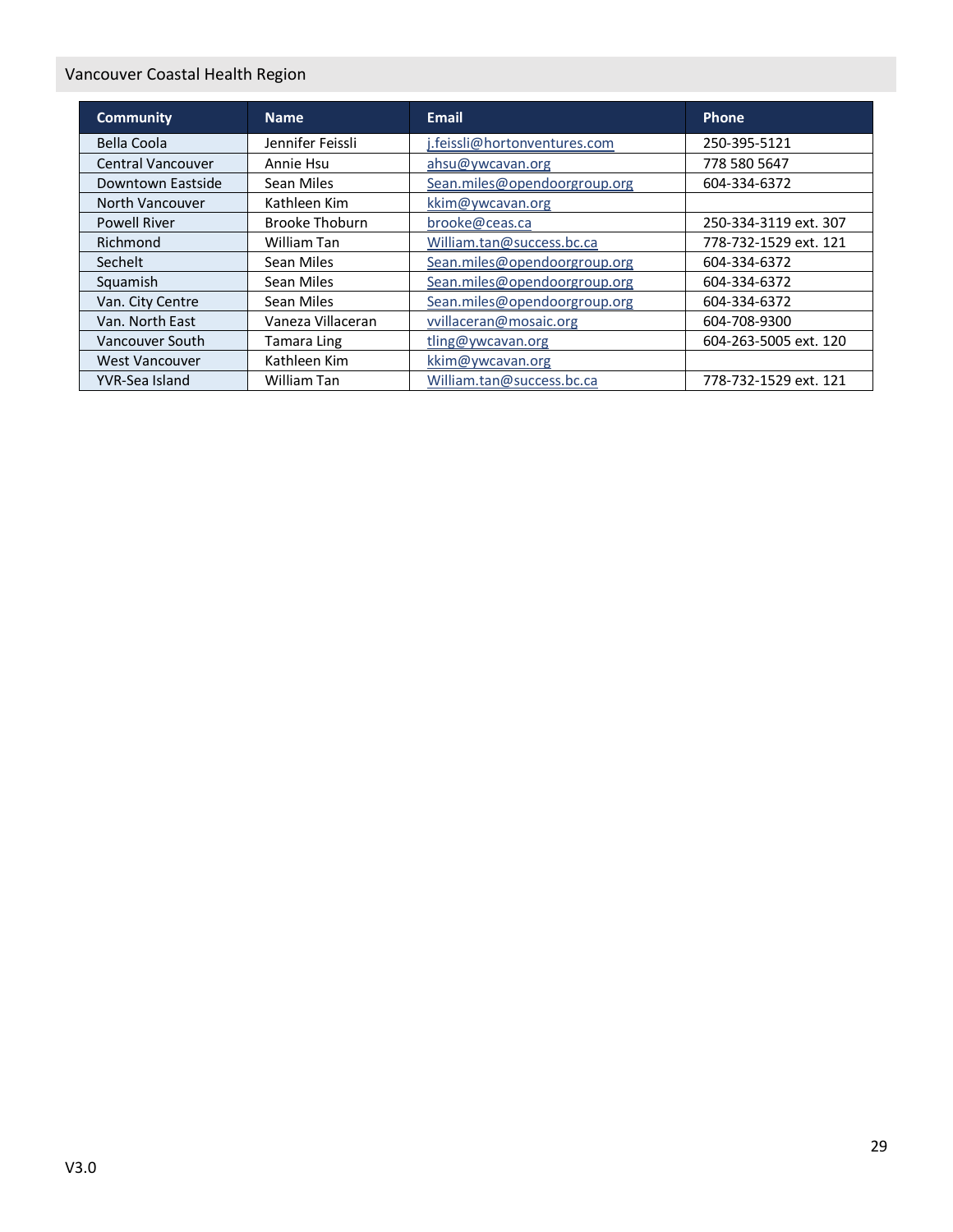## Vancouver Coastal Health Region

| Community | Name | Email | Phone |
|---|---|---|---|
| Bella Coola | Jennifer Feissli | j.feissli@hortonventures.com | 250-395-5121 |
| Central Vancouver | Annie Hsu | ahsu@ywcavan.org | 778 580 5647 |
| Downtown Eastside | Sean Miles | Sean.miles@opendoorgroup.org | 604-334-6372 |
| North Vancouver | Kathleen Kim | kkim@ywcavan.org | |
| Powell River | Brooke Thoburn | brooke@ceas.ca | 250-334-3119 ext. 307 |
| Richmond | William Tan | William.tan@success.bc.ca | 778-732-1529 ext. 121 |
| Sechelt | Sean Miles | Sean.miles@opendoorgroup.org | 604-334-6372 |
| Squamish | Sean Miles | Sean.miles@opendoorgroup.org | 604-334-6372 |
| Van. City Centre | Sean Miles | Sean.miles@opendoorgroup.org | 604-334-6372 |
| Van. North East | Vaneza Villaceran | vvillaceran@mosaic.org | 604-708-9300 |
| Vancouver South | Tamara Ling | tling@ywcavan.org | 604-263-5005 ext. 120 |
| West Vancouver | Kathleen Kim | kkim@ywcavan.org | |
| YVR-Sea Island | William Tan | William.tan@success.bc.ca | 778-732-1529 ext. 121 |

V3.0